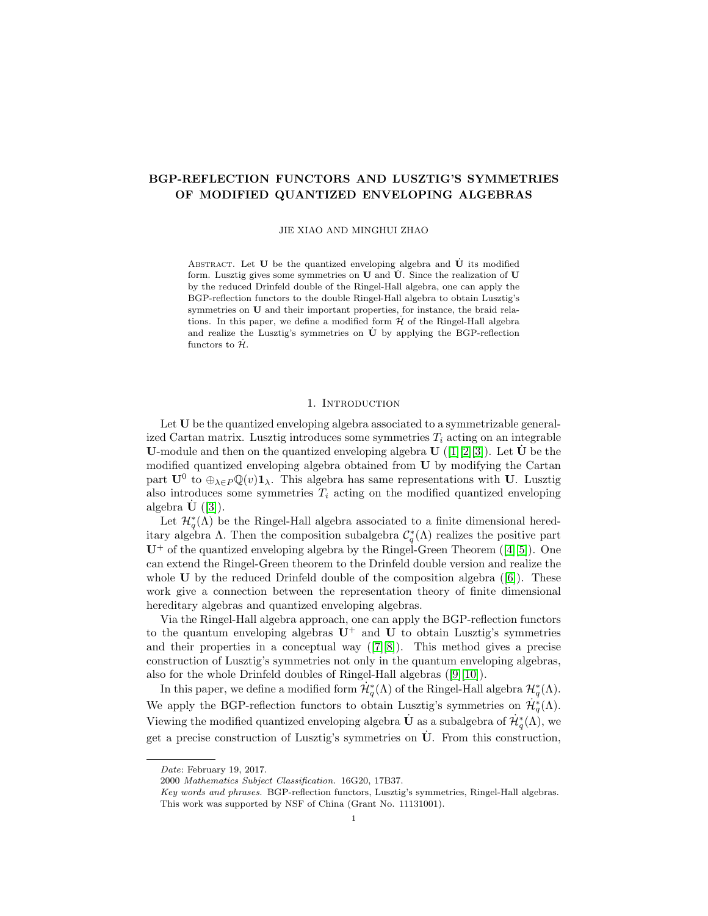# BGP-REFLECTION FUNCTORS AND LUSZTIG'S SYMMETRIES OF MODIFIED QUANTIZED ENVELOPING ALGEBRAS

JIE XIAO AND MINGHUI ZHAO

ABSTRACT. Let $\mathbf{U}$ be the quantized enveloping algebra and $\dot{\mathbf{U}}$ its modified form. Lusztig gives some symmetries on $\mathbf{U}$ and $\dot{\mathbf{U}}$. Since the realization of $\mathbf{U}$ by the reduced Drinfeld double of the Ringel-Hall algebra, one can apply the BGP-reflection functors to the double Ringel-Hall algebra to obtain Lusztig's symmetries on $\mathbf{U}$ and their important properties, for instance, the braid relations. In this paper, we define a modified form $\dot{\mathcal{H}}$ of the Ringel-Hall algebra and realize the Lusztig's symmetries on $\dot{\mathbf{U}}$ by applying the BGP-reflection functors to $\dot{\mathcal{H}}$.

## 1. Introduction

Let $\mathbf{U}$ be the quantized enveloping algebra associated to a symmetrizable generalized Cartan matrix. Lusztig introduces some symmetries $T_i$ acting on an integrable $\mathbf{U}$-module and then on the quantized enveloping algebra $\mathbf{U}$ ([1][2][3]). Let $\dot{\mathbf{U}}$ be the modified quantized enveloping algebra obtained from $\mathbf{U}$ by modifying the Cartan part $\mathbf{U}^0$ to $\oplus_{\lambda\in P}\mathbb{Q}(v)\mathbf{1}_\lambda$. This algebra has same representations with $\mathbf{U}$. Lusztig also introduces some symmetries $T_i$ acting on the modified quantized enveloping algebra $\dot{\mathbf{U}}$ ([3]).

Let $\mathcal{H}^*_q(\Lambda)$ be the Ringel-Hall algebra associated to a finite dimensional hereditary algebra $\Lambda$. Then the composition subalgebra $\mathcal{C}^*_q(\Lambda)$ realizes the positive part $\mathbf{U}^+$ of the quantized enveloping algebra by the Ringel-Green Theorem ([4][5]). One can extend the Ringel-Green theorem to the Drinfeld double version and realize the whole $\mathbf{U}$ by the reduced Drinfeld double of the composition algebra ([6]). These work give a connection between the representation theory of finite dimensional hereditary algebras and quantized enveloping algebras.

Via the Ringel-Hall algebra approach, one can apply the BGP-reflection functors to the quantum enveloping algebras $\mathbf{U}^+$ and $\mathbf{U}$ to obtain Lusztig's symmetries and their properties in a conceptual way ([7][8]). This method gives a precise construction of Lusztig's symmetries not only in the quantum enveloping algebras, also for the whole Drinfeld doubles of Ringel-Hall algebras ([9][10]).

In this paper, we define a modified form $\dot{\mathcal{H}}^*_q(\Lambda)$ of the Ringel-Hall algebra $\mathcal{H}^*_q(\Lambda)$. We apply the BGP-reflection functors to obtain Lusztig's symmetries on $\dot{\mathcal{H}}^*_q(\Lambda)$. Viewing the modified quantized enveloping algebra $\dot{\mathbf{U}}$ as a subalgebra of $\dot{\mathcal{H}}^*_q(\Lambda)$, we get a precise construction of Lusztig's symmetries on $\dot{\mathbf{U}}$. From this construction,

---

*Date*: February 19, 2017.

2000 *Mathematics Subject Classification.* 16G20, 17B37.

*Key words and phrases.* BGP-reflection functors, Lusztig's symmetries, Ringel-Hall algebras.

This work was supported by NSF of China (Grant No. 11131001).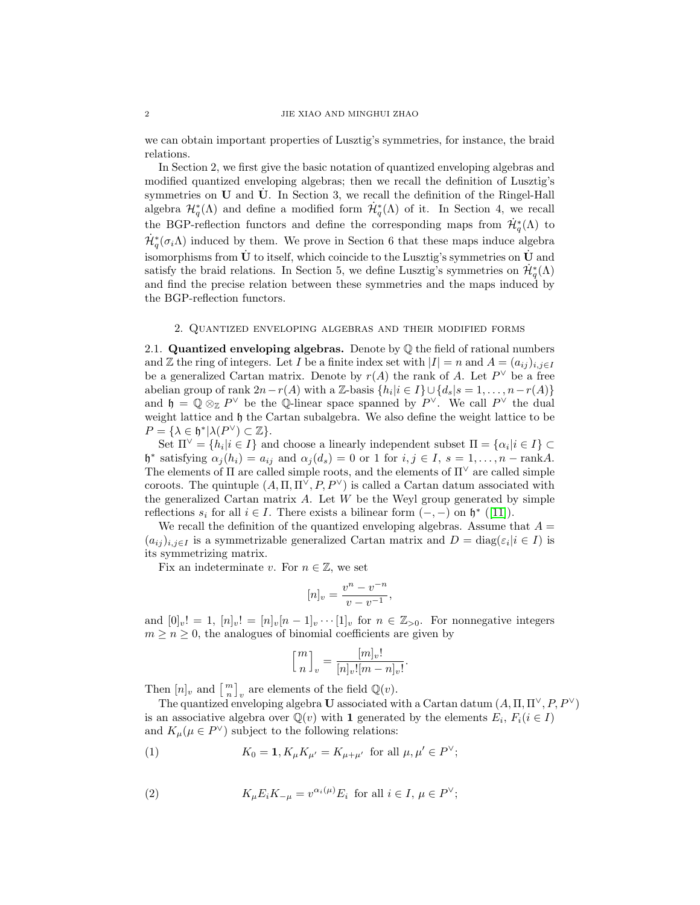we can obtain important properties of Lusztig's symmetries, for instance, the braid relations.

In Section 2, we first give the basic notation of quantized enveloping algebras and modified quantized enveloping algebras; then we recall the definition of Lusztig's symmetries on $\mathbf{U}$ and $\dot{\mathbf{U}}$. In Section 3, we recall the definition of the Ringel-Hall algebra $\mathcal{H}_q^*(\Lambda)$ and define a modified form $\dot{\mathcal{H}}_q^*(\Lambda)$ of it. In Section 4, we recall the BGP-reflection functors and define the corresponding maps from $\dot{\mathcal{H}}_q^*(\Lambda)$ to $\dot{\mathcal{H}}_q^*(\sigma_i\Lambda)$ induced by them. We prove in Section 6 that these maps induce algebra isomorphisms from $\dot{\mathbf{U}}$ to itself, which coincide to the Lusztig's symmetries on $\dot{\mathbf{U}}$ and satisfy the braid relations. In Section 5, we define Lusztig's symmetries on $\dot{\mathcal{H}}_q^*(\Lambda)$ and find the precise relation between these symmetries and the maps induced by the BGP-reflection functors.

## 2. Quantized enveloping algebras and their modified forms

**2.1. Quantized enveloping algebras.** Denote by $\mathbb{Q}$ the field of rational numbers and $\mathbb{Z}$ the ring of integers. Let $I$ be a finite index set with $|I| = n$ and $A = (a_{ij})_{i,j\in I}$ be a generalized Cartan matrix. Denote by $r(A)$ the rank of $A$. Let $P^\vee$ be a free abelian group of rank $2n-r(A)$ with a $\mathbb{Z}$-basis $\{h_i|i \in I\}\cup\{d_s|s = 1,\dots,n-r(A)\}$ and $\mathfrak{h} = \mathbb{Q}\otimes_{\mathbb{Z}} P^\vee$ be the $\mathbb{Q}$-linear space spanned by $P^\vee$. We call $P^\vee$ the dual weight lattice and $\mathfrak{h}$ the Cartan subalgebra. We also define the weight lattice to be $P = \{\lambda \in \mathfrak{h}^*|\lambda(P^\vee) \subset \mathbb{Z}\}$.

Set $\Pi^\vee = \{h_i|i \in I\}$ and choose a linearly independent subset $\Pi = \{\alpha_i|i \in I\} \subset \mathfrak{h}^*$ satisfying $\alpha_j(h_i) = a_{ij}$ and $\alpha_j(d_s) = 0$ or $1$ for $i, j \in I$, $s = 1,\dots,n - \mathrm{rank}A$. The elements of $\Pi$ are called simple roots, and the elements of $\Pi^\vee$ are called simple coroots. The quintuple $(A,\Pi,\Pi^\vee,P,P^\vee)$ is called a Cartan datum associated with the generalized Cartan matrix $A$. Let $W$ be the Weyl group generated by simple reflections $s_i$ for all $i \in I$. There exists a bilinear form $(-,-)$ on $\mathfrak{h}^*$ ([11]).

We recall the definition of the quantized enveloping algebras. Assume that $A = (a_{ij})_{i,j\in I}$ is a symmetrizable generalized Cartan matrix and $D = \mathrm{diag}(\varepsilon_i|i \in I)$ is its symmetrizing matrix.

Fix an indeterminate $v$. For $n \in \mathbb{Z}$, we set

$$[n]_v = \frac{v^n - v^{-n}}{v - v^{-1}},$$

and $[0]_v! = 1$, $[n]_v! = [n]_v[n-1]_v\cdots[1]_v$ for $n \in \mathbb{Z}_{>0}$. For nonnegative integers $m \ge n \ge 0$, the analogues of binomial coefficients are given by

$$\begin{bmatrix} m \\ n \end{bmatrix}_v = \frac{[m]_v!}{[n]_v![m-n]_v!}.$$

Then $[n]_v$ and $\begin{bmatrix} m \\ n \end{bmatrix}_v$ are elements of the field $\mathbb{Q}(v)$.

The quantized enveloping algebra $\mathbf{U}$ associated with a Cartan datum $(A,\Pi,\Pi^\vee,P,P^\vee)$ is an associative algebra over $\mathbb{Q}(v)$ with $\mathbf{1}$ generated by the elements $E_i$, $F_i (i \in I)$ and $K_\mu (\mu \in P^\vee)$ subject to the following relations:

$$K_0 = \mathbf{1}, K_\mu K_{\mu'} = K_{\mu+\mu'} \text{ for all } \mu, \mu' \in P^\vee; \tag{1}$$

$$K_\mu E_i K_{-\mu} = v^{\alpha_i(\mu)} E_i \text{ for all } i \in I,\ \mu \in P^\vee; \tag{2}$$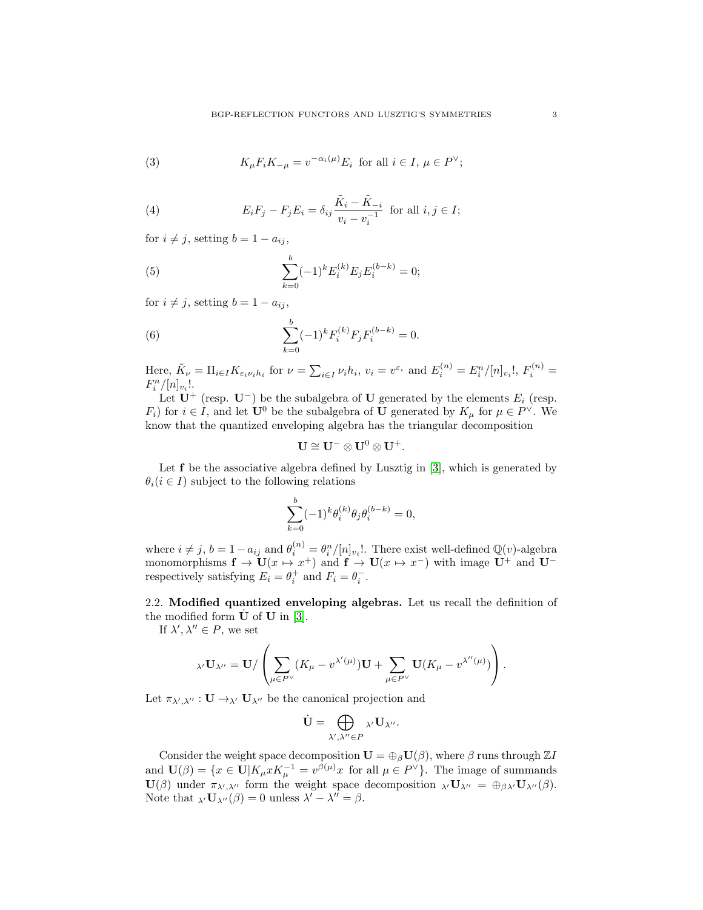$$K_\mu F_i K_{-\mu} = v^{-\alpha_i(\mu)} E_i \text{ for all } i \in I,\ \mu \in P^\vee; \tag{3}$$

$$E_i F_j - F_j E_i = \delta_{ij} \frac{\tilde{K}_i - \tilde{K}_{-i}}{v_i - v_i^{-1}} \text{ for all } i, j \in I; \tag{4}$$

for $i \neq j$, setting $b = 1 - a_{ij}$,

$$\sum_{k=0}^{b} (-1)^k E_i^{(k)} E_j E_i^{(b-k)} = 0; \tag{5}$$

for $i \neq j$, setting $b = 1 - a_{ij}$,

$$\sum_{k=0}^{b} (-1)^k F_i^{(k)} F_j F_i^{(b-k)} = 0. \tag{6}$$

Here, $\tilde{K}_\nu = \Pi_{i \in I} K_{\varepsilon_i \nu_i h_i}$ for $\nu = \sum_{i \in I} \nu_i h_i$, $v_i = v^{\varepsilon_i}$ and $E_i^{(n)} = E_i^n / [n]_{v_i}!$, $F_i^{(n)} = F_i^n / [n]_{v_i}!$.

Let $\mathbf{U}^+$ (resp. $\mathbf{U}^-$) be the subalgebra of $\mathbf{U}$ generated by the elements $E_i$ (resp. $F_i$) for $i \in I$, and let $\mathbf{U}^0$ be the subalgebra of $\mathbf{U}$ generated by $K_\mu$ for $\mu \in P^\vee$. We know that the quantized enveloping algebra has the triangular decomposition

$$\mathbf{U} \cong \mathbf{U}^- \otimes \mathbf{U}^0 \otimes \mathbf{U}^+.$$

Let $\mathbf{f}$ be the associative algebra defined by Lusztig in [3], which is generated by $\theta_i (i \in I)$ subject to the following relations

$$\sum_{k=0}^{b} (-1)^k \theta_i^{(k)} \theta_j \theta_i^{(b-k)} = 0,$$

where $i \neq j$, $b = 1 - a_{ij}$ and $\theta_i^{(n)} = \theta_i^n / [n]_{v_i}!$. There exist well-defined $\mathbb{Q}(v)$-algebra monomorphisms $\mathbf{f} \to \mathbf{U} (x \mapsto x^+)$ and $\mathbf{f} \to \mathbf{U} (x \mapsto x^-)$ with image $\mathbf{U}^+$ and $\mathbf{U}^-$ respectively satisfying $E_i = \theta_i^+$ and $F_i = \theta_i^-$.

**2.2. Modified quantized enveloping algebras.** Let us recall the definition of the modified form $\dot{\mathbf{U}}$ of $\mathbf{U}$ in [3].

If $\lambda', \lambda'' \in P$, we set

$$_{\lambda'}\mathbf{U}_{\lambda''} = \mathbf{U} / \left( \sum_{\mu \in P^\vee} (K_\mu - v^{\lambda'(\mu)}) \mathbf{U} + \sum_{\mu \in P^\vee} \mathbf{U} (K_\mu - v^{\lambda''(\mu)}) \right).$$

Let $\pi_{\lambda', \lambda''} : \mathbf{U} \to {}_{\lambda'}\mathbf{U}_{\lambda''}$ be the canonical projection and

$$\dot{\mathbf{U}} = \bigoplus_{\lambda', \lambda'' \in P} {}_{\lambda'}\mathbf{U}_{\lambda''}.$$

Consider the weight space decomposition $\mathbf{U} = \oplus_\beta \mathbf{U}(\beta)$, where $\beta$ runs through $\mathbb{Z}I$ and $\mathbf{U}(\beta) = \{x \in \mathbf{U} | K_\mu x K_\mu^{-1} = v^{\beta(\mu)} x \text{ for all } \mu \in P^\vee\}$. The image of summands $\mathbf{U}(\beta)$ under $\pi_{\lambda', \lambda''}$ form the weight space decomposition ${}_{\lambda'}\mathbf{U}_{\lambda''} = \oplus_\beta {}_{\lambda'}\mathbf{U}_{\lambda''}(\beta)$. Note that ${}_{\lambda'}\mathbf{U}_{\lambda''}(\beta) = 0$ unless $\lambda' - \lambda'' = \beta$.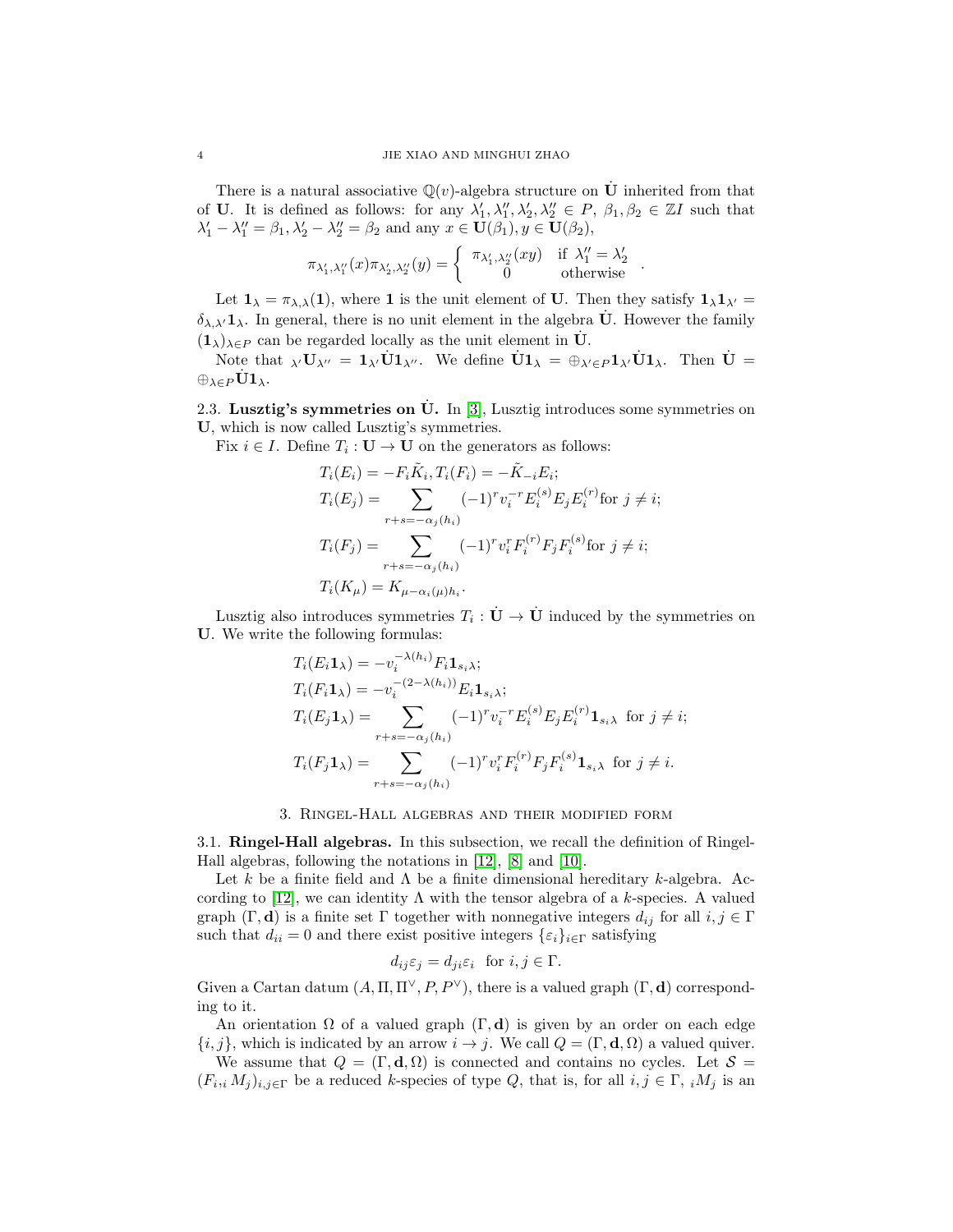There is a natural associative $\mathbb{Q}(v)$-algebra structure on $\dot{\mathbf{U}}$ inherited from that of $\mathbf{U}$. It is defined as follows: for any $\lambda'_1, \lambda''_1, \lambda'_2, \lambda''_2 \in P$, $\beta_1, \beta_2 \in \mathbb{Z}I$ such that $\lambda'_1 - \lambda''_1 = \beta_1, \lambda'_2 - \lambda''_2 = \beta_2$ and any $x \in \mathbf{U}(\beta_1), y \in \mathbf{U}(\beta_2)$,

$$\pi_{\lambda'_1, \lambda''_1}(x)\pi_{\lambda'_2, \lambda''_2}(y) = \begin{cases} \pi_{\lambda'_1, \lambda''_2}(xy) & \text{if } \lambda''_1 = \lambda'_2 \\ 0 & \text{otherwise} \end{cases}.$$

Let $\mathbf{1}_\lambda = \pi_{\lambda,\lambda}(\mathbf{1})$, where $\mathbf{1}$ is the unit element of $\mathbf{U}$. Then they satisfy $\mathbf{1}_\lambda \mathbf{1}_{\lambda'} = \delta_{\lambda,\lambda'}\mathbf{1}_\lambda$. In general, there is no unit element in the algebra $\dot{\mathbf{U}}$. However the family $(\mathbf{1}_\lambda)_{\lambda \in P}$ can be regarded locally as the unit element in $\dot{\mathbf{U}}$.

Note that ${}_{\lambda'}\mathbf{U}_{\lambda''} = \mathbf{1}_{\lambda'}\dot{\mathbf{U}}\mathbf{1}_{\lambda''}$. We define $\dot{\mathbf{U}}\mathbf{1}_\lambda = \oplus_{\lambda' \in P}\mathbf{1}_{\lambda'}\dot{\mathbf{U}}\mathbf{1}_\lambda$. Then $\dot{\mathbf{U}} = \oplus_{\lambda \in P}\dot{\mathbf{U}}\mathbf{1}_\lambda$.

2.3. **Lusztig's symmetries on $\dot{\mathbf{U}}$.** In [3], Lusztig introduces some symmetries on $\mathbf{U}$, which is now called Lusztig's symmetries.

Fix $i \in I$. Define $T_i : \mathbf{U} \to \mathbf{U}$ on the generators as follows:

$$\begin{aligned}
&T_i(E_i) = -F_i\tilde{K}_i, T_i(F_i) = -\tilde{K}_{-i}E_i;\\
&T_i(E_j) = \sum_{r+s=-\alpha_j(h_i)} (-1)^r v_i^{-r} E_i^{(s)} E_j E_i^{(r)} \text{for } j \neq i;\\
&T_i(F_j) = \sum_{r+s=-\alpha_j(h_i)} (-1)^r v_i^{r} F_i^{(r)} F_j F_i^{(s)} \text{for } j \neq i;\\
&T_i(K_\mu) = K_{\mu - \alpha_i(\mu)h_i}.
\end{aligned}$$

Lusztig also introduces symmetries $T_i : \dot{\mathbf{U}} \to \dot{\mathbf{U}}$ induced by the symmetries on $\mathbf{U}$. We write the following formulas:

$$\begin{aligned}
&T_i(E_i\mathbf{1}_\lambda) = -v_i^{-\lambda(h_i)} F_i \mathbf{1}_{s_i\lambda};\\
&T_i(F_i\mathbf{1}_\lambda) = -v_i^{-(2-\lambda(h_i))} E_i \mathbf{1}_{s_i\lambda};\\
&T_i(E_j\mathbf{1}_\lambda) = \sum_{r+s=-\alpha_j(h_i)} (-1)^r v_i^{-r} E_i^{(s)} E_j E_i^{(r)} \mathbf{1}_{s_i\lambda} \text{ for } j \neq i;\\
&T_i(F_j\mathbf{1}_\lambda) = \sum_{r+s=-\alpha_j(h_i)} (-1)^r v_i^{r} F_i^{(r)} F_j F_i^{(s)} \mathbf{1}_{s_i\lambda} \text{ for } j \neq i.
\end{aligned}$$

## 3. Ringel-Hall algebras and their modified form

3.1. **Ringel-Hall algebras.** In this subsection, we recall the definition of Ringel-Hall algebras, following the notations in [12], [8] and [10].

Let $k$ be a finite field and $\Lambda$ be a finite dimensional hereditary $k$-algebra. According to [12], we can identity $\Lambda$ with the tensor algebra of a $k$-species. A valued graph $(\Gamma, \mathbf{d})$ is a finite set $\Gamma$ together with nonnegative integers $d_{ij}$ for all $i, j \in \Gamma$ such that $d_{ii} = 0$ and there exist positive integers $\{\varepsilon_i\}_{i \in \Gamma}$ satisfying

$$d_{ij}\varepsilon_j = d_{ji}\varepsilon_i \text{ for } i, j \in \Gamma.$$

Given a Cartan datum $(A, \Pi, \Pi^\vee, P, P^\vee)$, there is a valued graph $(\Gamma, \mathbf{d})$ corresponding to it.

An orientation $\Omega$ of a valued graph $(\Gamma, \mathbf{d})$ is given by an order on each edge $\{i, j\}$, which is indicated by an arrow $i \to j$. We call $Q = (\Gamma, \mathbf{d}, \Omega)$ a valued quiver.

We assume that $Q = (\Gamma, \mathbf{d}, \Omega)$ is connected and contains no cycles. Let $\mathcal{S} = (F_i, {}_iM_j)_{i,j \in \Gamma}$ be a reduced $k$-species of type $Q$, that is, for all $i, j \in \Gamma$, ${}_iM_j$ is an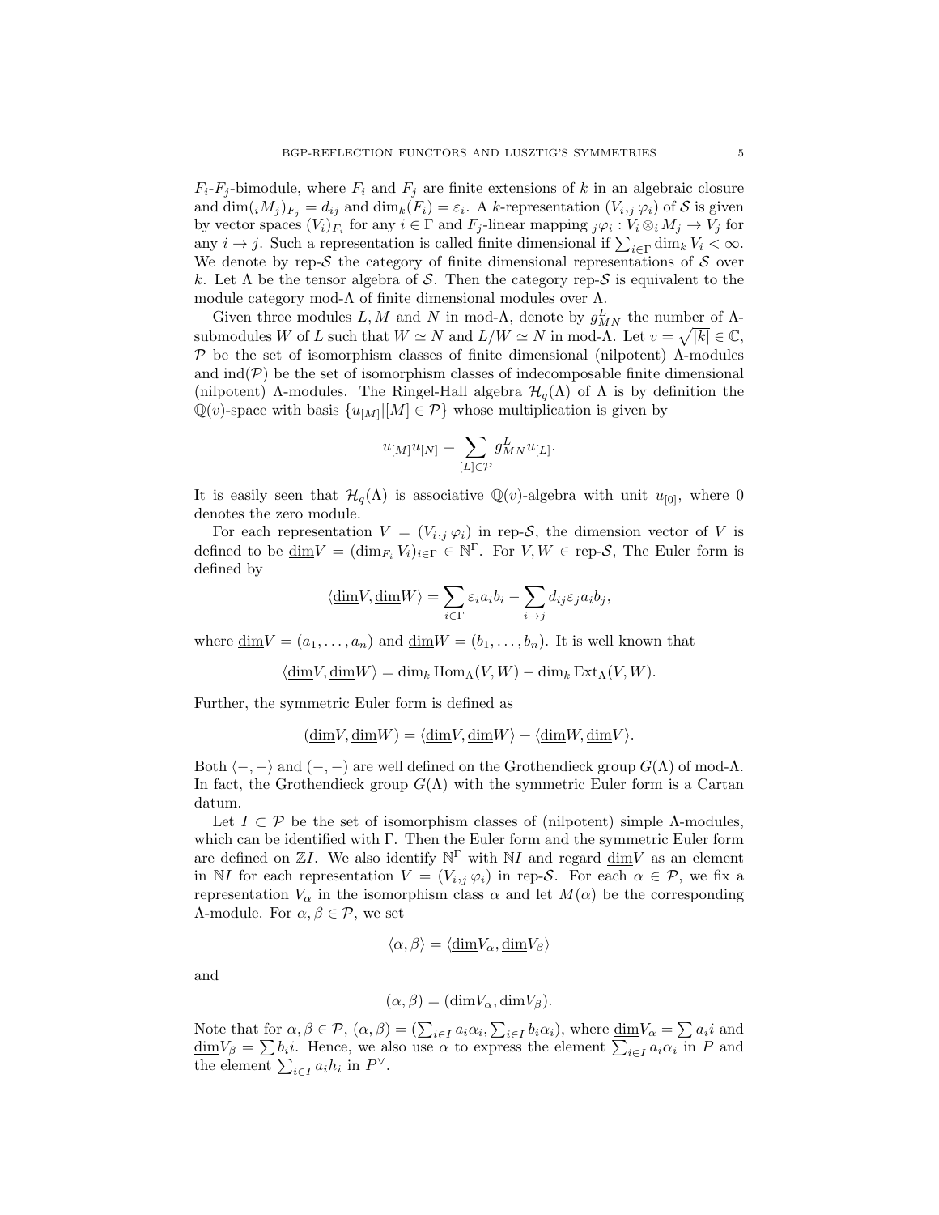$F_i$-$F_j$-bimodule, where $F_i$ and $F_j$ are finite extensions of $k$ in an algebraic closure and $\dim({}_iM_j)_{F_j} = d_{ij}$ and $\dim_k(F_i) = \varepsilon_i$. A $k$-representation $(V_{i,j}\varphi_i)$ of $\mathcal{S}$ is given by vector spaces $(V_i)_{F_i}$ for any $i \in \Gamma$ and $F_j$-linear mapping ${}_j\varphi_i : V_i \otimes_i M_j \to V_j$ for any $i \to j$. Such a representation is called finite dimensional if $\sum_{i\in\Gamma} \dim_k V_i < \infty$. We denote by rep-$\mathcal{S}$ the category of finite dimensional representations of $\mathcal{S}$ over $k$. Let $\Lambda$ be the tensor algebra of $\mathcal{S}$. Then the category rep-$\mathcal{S}$ is equivalent to the module category mod-$\Lambda$ of finite dimensional modules over $\Lambda$.

Given three modules $L, M$ and $N$ in mod-$\Lambda$, denote by $g^L_{MN}$ the number of $\Lambda$-submodules $W$ of $L$ such that $W \simeq N$ and $L/W \simeq N$ in mod-$\Lambda$. Let $v = \sqrt{|k|} \in \mathbb{C}$, $\mathcal{P}$ be the set of isomorphism classes of finite dimensional (nilpotent) $\Lambda$-modules and $\mathrm{ind}(\mathcal{P})$ be the set of isomorphism classes of indecomposable finite dimensional (nilpotent) $\Lambda$-modules. The Ringel-Hall algebra $\mathcal{H}_q(\Lambda)$ of $\Lambda$ is by definition the $\mathbb{Q}(v)$-space with basis $\{u_{[M]} | [M] \in \mathcal{P}\}$ whose multiplication is given by

$$u_{[M]}u_{[N]} = \sum_{[L]\in\mathcal{P}} g^L_{MN} u_{[L]}.$$

It is easily seen that $\mathcal{H}_q(\Lambda)$ is associative $\mathbb{Q}(v)$-algebra with unit $u_{[0]}$, where 0 denotes the zero module.

For each representation $V = (V_{i,j}\varphi_i)$ in rep-$\mathcal{S}$, the dimension vector of $V$ is defined to be $\underline{\dim} V = (\dim_{F_i} V_i)_{i\in\Gamma} \in \mathbb{N}^\Gamma$. For $V, W \in$ rep-$\mathcal{S}$, The Euler form is defined by

$$\langle \underline{\dim} V, \underline{\dim} W \rangle = \sum_{i\in\Gamma} \varepsilon_i a_i b_i - \sum_{i\to j} d_{ij}\varepsilon_j a_i b_j,$$

where $\underline{\dim} V = (a_1, \ldots, a_n)$ and $\underline{\dim} W = (b_1, \ldots, b_n)$. It is well known that

$$\langle \underline{\dim} V, \underline{\dim} W \rangle = \dim_k \mathrm{Hom}_\Lambda(V, W) - \dim_k \mathrm{Ext}_\Lambda(V, W).$$

Further, the symmetric Euler form is defined as

$$(\underline{\dim} V, \underline{\dim} W) = \langle \underline{\dim} V, \underline{\dim} W \rangle + \langle \underline{\dim} W, \underline{\dim} V \rangle.$$

Both $\langle -, - \rangle$ and $(-, -)$ are well defined on the Grothendieck group $G(\Lambda)$ of mod-$\Lambda$. In fact, the Grothendieck group $G(\Lambda)$ with the symmetric Euler form is a Cartan datum.

Let $I \subset \mathcal{P}$ be the set of isomorphism classes of (nilpotent) simple $\Lambda$-modules, which can be identified with $\Gamma$. Then the Euler form and the symmetric Euler form are defined on $\mathbb{Z}I$. We also identify $\mathbb{N}^\Gamma$ with $\mathbb{N}I$ and regard $\underline{\dim} V$ as an element in $\mathbb{N}I$ for each representation $V = (V_{i,j}\varphi_i)$ in rep-$\mathcal{S}$. For each $\alpha \in \mathcal{P}$, we fix a representation $V_\alpha$ in the isomorphism class $\alpha$ and let $M(\alpha)$ be the corresponding $\Lambda$-module. For $\alpha, \beta \in \mathcal{P}$, we set

$$\langle \alpha, \beta \rangle = \langle \underline{\dim} V_\alpha, \underline{\dim} V_\beta \rangle$$

and

$$(\alpha, \beta) = (\underline{\dim} V_\alpha, \underline{\dim} V_\beta).$$

Note that for $\alpha, \beta \in \mathcal{P}$, $(\alpha, \beta) = (\sum_{i\in I} a_i\alpha_i, \sum_{i\in I} b_i\alpha_i)$, where $\underline{\dim} V_\alpha = \sum a_i i$ and $\underline{\dim} V_\beta = \sum b_i i$. Hence, we also use $\alpha$ to express the element $\sum_{i\in I} a_i\alpha_i$ in $P$ and the element $\sum_{i\in I} a_i h_i$ in $P^\vee$.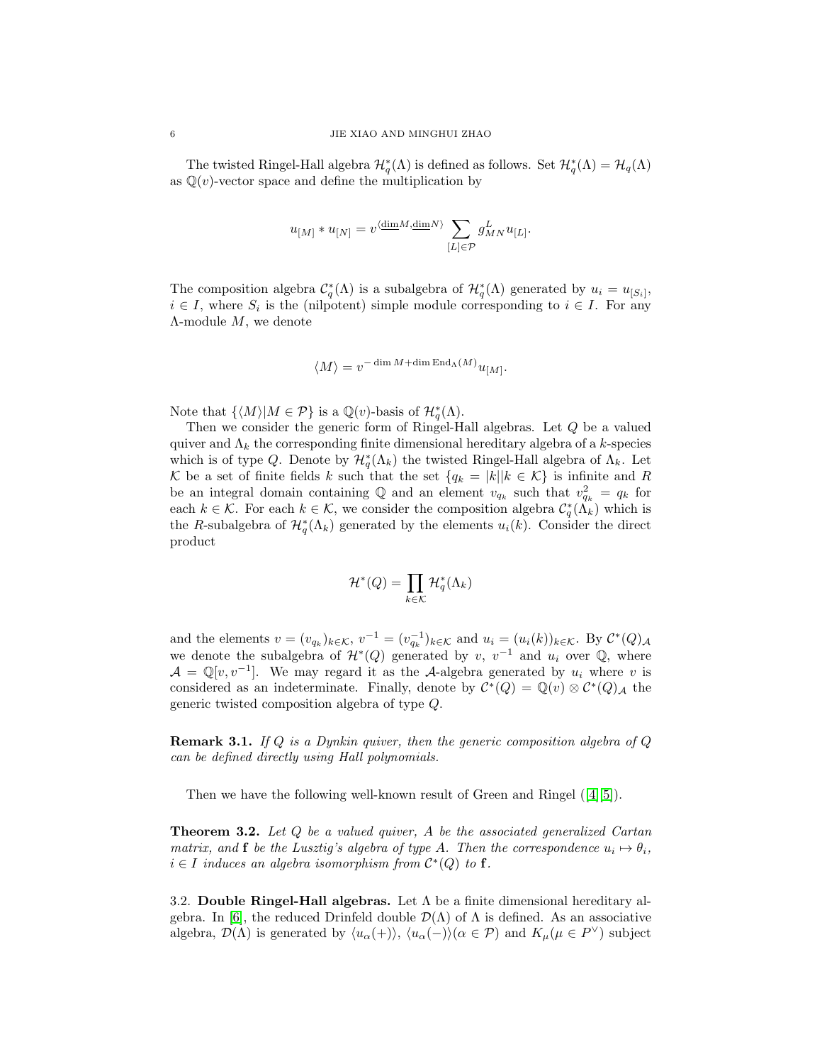The twisted Ringel-Hall algebra $\mathcal{H}_q^*(\Lambda)$ is defined as follows. Set $\mathcal{H}_q^*(\Lambda) = \mathcal{H}_q(\Lambda)$ as $\mathbb{Q}(v)$-vector space and define the multiplication by

$$u_{[M]} * u_{[N]} = v^{\langle \underline{\dim} M, \underline{\dim} N \rangle} \sum_{[L] \in \mathcal{P}} g_{MN}^{L} u_{[L]}.$$

The composition algebra $\mathcal{C}_q^*(\Lambda)$ is a subalgebra of $\mathcal{H}_q^*(\Lambda)$ generated by $u_i = u_{[S_i]}$, $i \in I$, where $S_i$ is the (nilpotent) simple module corresponding to $i \in I$. For any $\Lambda$-module $M$, we denote

$$\langle M \rangle = v^{-\dim M + \dim \mathrm{End}_{\Lambda}(M)} u_{[M]}.$$

Note that $\{\langle M \rangle | M \in \mathcal{P}\}$ is a $\mathbb{Q}(v)$-basis of $\mathcal{H}_q^*(\Lambda)$.

Then we consider the generic form of Ringel-Hall algebras. Let $Q$ be a valued quiver and $\Lambda_k$ the corresponding finite dimensional hereditary algebra of a $k$-species which is of type $Q$. Denote by $\mathcal{H}_q^*(\Lambda_k)$ the twisted Ringel-Hall algebra of $\Lambda_k$. Let $\mathcal{K}$ be a set of finite fields $k$ such that the set $\{q_k = |k| | k \in \mathcal{K}\}$ is infinite and $R$ be an integral domain containing $\mathbb{Q}$ and an element $v_{q_k}$ such that $v_{q_k}^2 = q_k$ for each $k \in \mathcal{K}$. For each $k \in \mathcal{K}$, we consider the composition algebra $\mathcal{C}_q^*(\Lambda_k)$ which is the $R$-subalgebra of $\mathcal{H}_q^*(\Lambda_k)$ generated by the elements $u_i(k)$. Consider the direct product

$$\mathcal{H}^*(Q) = \prod_{k \in \mathcal{K}} \mathcal{H}_q^*(\Lambda_k)$$

and the elements $v = (v_{q_k})_{k \in \mathcal{K}}$, $v^{-1} = (v_{q_k}^{-1})_{k \in \mathcal{K}}$ and $u_i = (u_i(k))_{k \in \mathcal{K}}$. By $\mathcal{C}^*(Q)_{\mathcal{A}}$ we denote the subalgebra of $\mathcal{H}^*(Q)$ generated by $v$, $v^{-1}$ and $u_i$ over $\mathbb{Q}$, where $\mathcal{A} = \mathbb{Q}[v, v^{-1}]$. We may regard it as the $\mathcal{A}$-algebra generated by $u_i$ where $v$ is considered as an indeterminate. Finally, denote by $\mathcal{C}^*(Q) = \mathbb{Q}(v) \otimes \mathcal{C}^*(Q)_{\mathcal{A}}$ the generic twisted composition algebra of type $Q$.

**Remark 3.1.** *If $Q$ is a Dynkin quiver, then the generic composition algebra of $Q$ can be defined directly using Hall polynomials.*

Then we have the following well-known result of Green and Ringel ([4, 5]).

**Theorem 3.2.** *Let $Q$ be a valued quiver, $A$ be the associated generalized Cartan matrix, and $\mathbf{f}$ be the Lusztig's algebra of type $A$. Then the correspondence $u_i \mapsto \theta_i$, $i \in I$ induces an algebra isomorphism from $\mathcal{C}^*(Q)$ to $\mathbf{f}$.*

3.2. **Double Ringel-Hall algebras.** Let $\Lambda$ be a finite dimensional hereditary algebra. In [6], the reduced Drinfeld double $\mathcal{D}(\Lambda)$ of $\Lambda$ is defined. As an associative algebra, $\mathcal{D}(\Lambda)$ is generated by $\langle u_{\alpha}(+) \rangle$, $\langle u_{\alpha}(-) \rangle (\alpha \in \mathcal{P})$ and $K_{\mu} (\mu \in P^{\vee})$ subject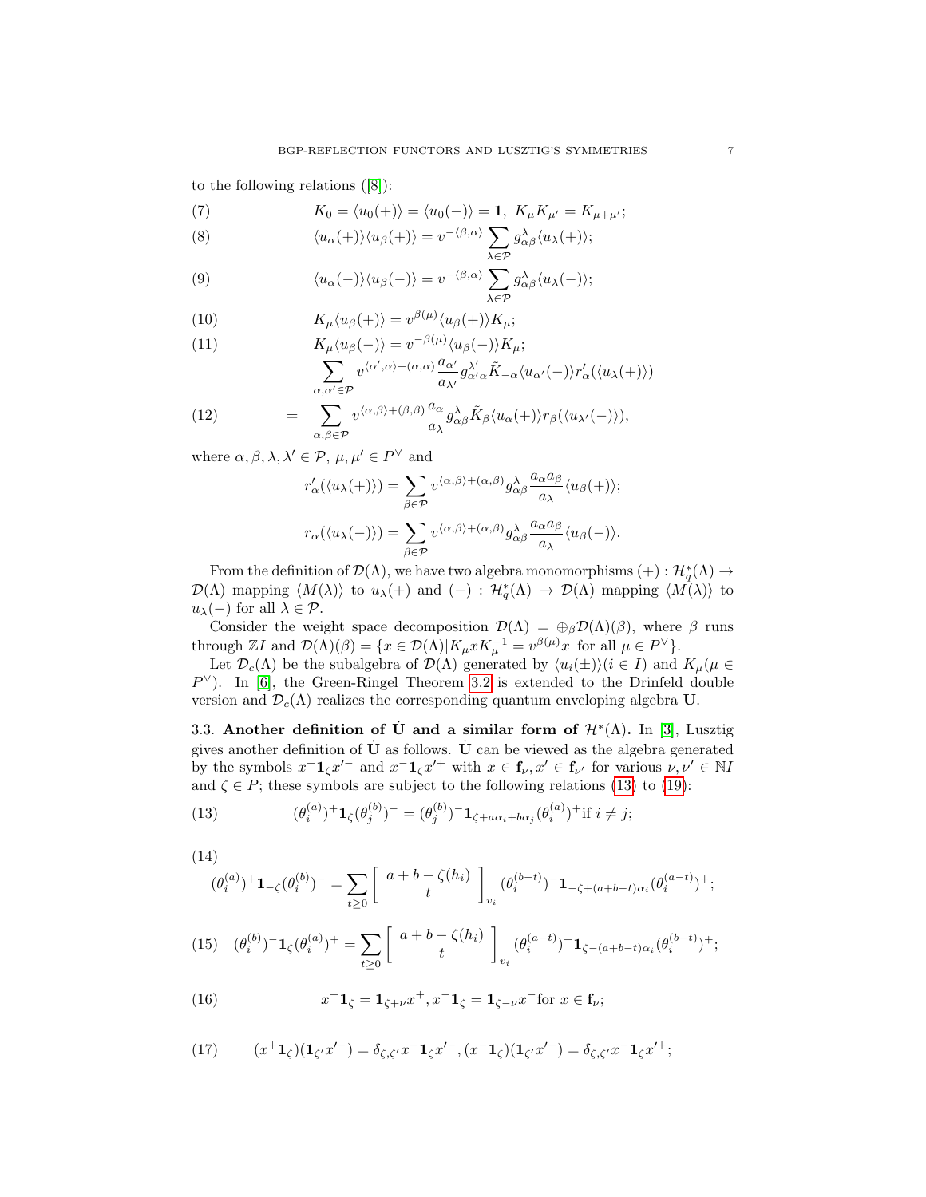to the following relations ([8]):

$$K_0 = \langle u_0(+)\rangle = \langle u_0(-)\rangle = \mathbf{1},\ K_\mu K_{\mu'} = K_{\mu+\mu'}; \tag{7}$$

$$\langle u_\alpha(+)\rangle\langle u_\beta(+)\rangle = v^{-\langle\beta,\alpha\rangle}\sum_{\lambda\in\mathcal{P}} g^\lambda_{\alpha\beta}\langle u_\lambda(+)\rangle; \tag{8}$$

$$\langle u_\alpha(-)\rangle\langle u_\beta(-)\rangle = v^{-\langle\beta,\alpha\rangle}\sum_{\lambda\in\mathcal{P}} g^\lambda_{\alpha\beta}\langle u_\lambda(-)\rangle; \tag{9}$$

$$K_\mu\langle u_\beta(+)\rangle = v^{\beta(\mu)}\langle u_\beta(+)\rangle K_\mu; \tag{10}$$

$$K_\mu\langle u_\beta(-)\rangle = v^{-\beta(\mu)}\langle u_\beta(-)\rangle K_\mu; \tag{11}$$

$$\begin{aligned}&\sum_{\alpha,\alpha'\in\mathcal{P}} v^{\langle\alpha',\alpha\rangle+(\alpha,\alpha)}\frac{a_{\alpha'}}{a_{\lambda'}}g^{\lambda'}_{\alpha'\alpha}\tilde{K}_{-\alpha}\langle u_{\alpha'}(-)\rangle r'_\alpha(\langle u_\lambda(+)\rangle)\\ =\ &\sum_{\alpha,\beta\in\mathcal{P}} v^{\langle\alpha,\beta\rangle+(\beta,\beta)}\frac{a_\alpha}{a_\lambda}g^\lambda_{\alpha\beta}\tilde{K}_\beta\langle u_\alpha(+)\rangle r_\beta(\langle u_{\lambda'}(-)\rangle),\end{aligned} \tag{12}$$

where $\alpha,\beta,\lambda,\lambda'\in\mathcal{P}$, $\mu,\mu'\in P^\vee$ and

$$r'_\alpha(\langle u_\lambda(+)\rangle) = \sum_{\beta\in\mathcal{P}} v^{\langle\alpha,\beta\rangle+(\alpha,\beta)}g^\lambda_{\alpha\beta}\frac{a_\alpha a_\beta}{a_\lambda}\langle u_\beta(+)\rangle;$$

$$r_\alpha(\langle u_\lambda(-)\rangle) = \sum_{\beta\in\mathcal{P}} v^{\langle\alpha,\beta\rangle+(\alpha,\beta)}g^\lambda_{\alpha\beta}\frac{a_\alpha a_\beta}{a_\lambda}\langle u_\beta(-)\rangle.$$

From the definition of $\mathcal{D}(\Lambda)$, we have two algebra monomorphisms $(+):\mathcal{H}^*_q(\Lambda)\to\mathcal{D}(\Lambda)$ mapping $\langle M(\lambda)\rangle$ to $u_\lambda(+)$ and $(-):\mathcal{H}^*_q(\Lambda)\to\mathcal{D}(\Lambda)$ mapping $\langle M(\lambda)\rangle$ to $u_\lambda(-)$ for all $\lambda\in\mathcal{P}$.

Consider the weight space decomposition $\mathcal{D}(\Lambda)=\oplus_\beta\mathcal{D}(\Lambda)(\beta)$, where $\beta$ runs through $\mathbb{Z}I$ and $\mathcal{D}(\Lambda)(\beta)=\{x\in\mathcal{D}(\Lambda)|K_\mu xK_\mu^{-1}=v^{\beta(\mu)}x \text{ for all } \mu\in P^\vee\}$.

Let $\mathcal{D}_c(\Lambda)$ be the subalgebra of $\mathcal{D}(\Lambda)$ generated by $\langle u_i(\pm)\rangle(i\in I)$ and $K_\mu(\mu\in P^\vee)$. In [6], the Green-Ringel Theorem 3.2 is extended to the Drinfeld double version and $\mathcal{D}_c(\Lambda)$ realizes the corresponding quantum enveloping algebra $\mathbf{U}$.

**3.3. Another definition of $\dot{\mathbf{U}}$ and a similar form of $\mathcal{H}^*(\Lambda)$.** In [3], Lusztig gives another definition of $\dot{\mathbf{U}}$ as follows. $\dot{\mathbf{U}}$ can be viewed as the algebra generated by the symbols $x^+\mathbf{1}_\zeta x'^-$ and $x^-\mathbf{1}_\zeta x'^+$ with $x\in\mathbf{f}_\nu, x'\in\mathbf{f}_{\nu'}$ for various $\nu,\nu'\in\mathbb{N}I$ and $\zeta\in P$; these symbols are subject to the following relations (13) to (19):

$$(\theta_i^{(a)})^+\mathbf{1}_\zeta(\theta_j^{(b)})^- = (\theta_j^{(b)})^-\mathbf{1}_{\zeta+a\alpha_i+b\alpha_j}(\theta_i^{(a)})^+ \text{if } i\neq j; \tag{13}$$

$$(\theta_i^{(a)})^+\mathbf{1}_{-\zeta}(\theta_i^{(b)})^- = \sum_{t\geq 0}\begin{bmatrix} a+b-\zeta(h_i)\\ t\end{bmatrix}_{v_i}(\theta_i^{(b-t)})^-\mathbf{1}_{-\zeta+(a+b-t)\alpha_i}(\theta_i^{(a-t)})^+; \tag{14}$$

$$(\theta_i^{(b)})^-\mathbf{1}_\zeta(\theta_i^{(a)})^+ = \sum_{t\geq 0}\begin{bmatrix} a+b-\zeta(h_i)\\ t\end{bmatrix}_{v_i}(\theta_i^{(a-t)})^+\mathbf{1}_{\zeta-(a+b-t)\alpha_i}(\theta_i^{(b-t)})^+; \tag{15}$$

$$x^+\mathbf{1}_\zeta = \mathbf{1}_{\zeta+\nu}x^+, x^-\mathbf{1}_\zeta = \mathbf{1}_{\zeta-\nu}x^- \text{for } x\in\mathbf{f}_\nu; \tag{16}$$

$$(x^+\mathbf{1}_\zeta)(\mathbf{1}_{\zeta'}x'^-) = \delta_{\zeta,\zeta'}x^+\mathbf{1}_\zeta x'^-, (x^-\mathbf{1}_\zeta)(\mathbf{1}_{\zeta'}x'^+) = \delta_{\zeta,\zeta'}x^-\mathbf{1}_\zeta x'^+; \tag{17}$$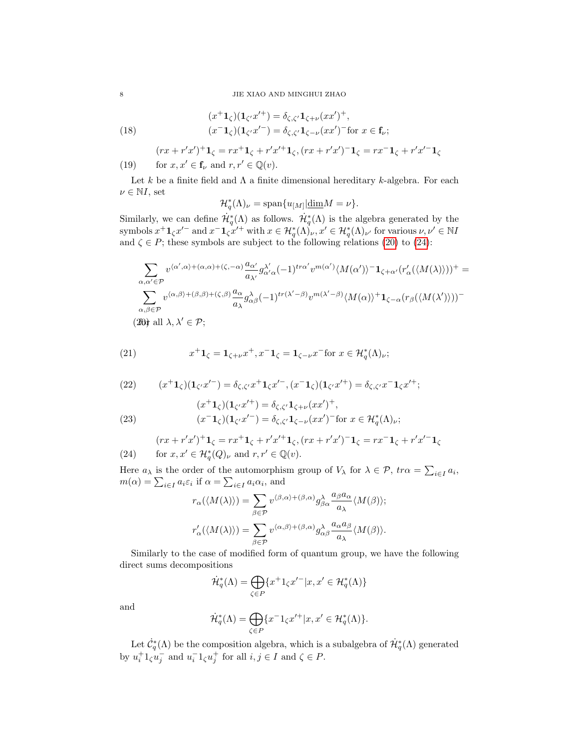$$(x^+\mathbf{1}_\zeta)(\mathbf{1}_{\zeta'}x'^+) = \delta_{\zeta,\zeta'}\mathbf{1}_{\zeta+\nu}(xx')^+,$$

$$(x^-\mathbf{1}_\zeta)(\mathbf{1}_{\zeta'}x'^-) = \delta_{\zeta,\zeta'}\mathbf{1}_{\zeta-\nu}(xx')^- \text{for } x \in \mathbf{f}_\nu; \tag{18}$$

$$(rx + r'x')^+\mathbf{1}_\zeta = rx^+\mathbf{1}_\zeta + r'x'^+\mathbf{1}_\zeta, (rx + r'x')^-\mathbf{1}_\zeta = rx^-\mathbf{1}_\zeta + r'x'^-\mathbf{1}_\zeta$$

(19) for $x, x' \in \mathbf{f}_\nu$ and $r, r' \in \mathbb{Q}(v)$.

Let $k$ be a finite field and $\Lambda$ a finite dimensional hereditary $k$-algebra. For each $\nu \in \mathbb{N}I$, set

$$\mathcal{H}_q^*(\Lambda)_\nu = \text{span}\{u_{[M]} | \underline{\dim} M = \nu\}.$$

Similarly, we can define $\dot{\mathcal{H}}_q^*(\Lambda)$ as follows. $\dot{\mathcal{H}}_q^*(\Lambda)$ is the algebra generated by the symbols $x^+\mathbf{1}_\zeta x'^-$ and $x^-\mathbf{1}_\zeta x'^+$ with $x \in \mathcal{H}_q^*(\Lambda)_\nu, x' \in \mathcal{H}_q^*(\Lambda)_{\nu'}$ for various $\nu, \nu' \in \mathbb{N}I$ and $\zeta \in P$; these symbols are subject to the following relations (20) to (24):

$$\sum_{\alpha,\alpha' \in \mathcal{P}} v^{\langle \alpha', \alpha \rangle + (\alpha,\alpha) + (\zeta, -\alpha)} \frac{a_{\alpha'}}{a_{\lambda'}} g^{\lambda'}_{\alpha'\alpha} (-1)^{tr\alpha'} v^{m(\alpha')} \langle M(\alpha')\rangle^- \mathbf{1}_{\zeta+\alpha'} (r'_\alpha(\langle M(\lambda)\rangle))^+ =$$

$$\sum_{\alpha,\beta \in \mathcal{P}} v^{\langle \alpha, \beta \rangle + (\beta,\beta) + (\zeta, \beta)} \frac{a_{\alpha}}{a_{\lambda}} g^{\lambda}_{\alpha\beta} (-1)^{tr(\lambda'-\beta)} v^{m(\lambda'-\beta)} \langle M(\alpha)\rangle^+ \mathbf{1}_{\zeta-\alpha} (r_\beta(\langle M(\lambda')\rangle))^-$$

(20) for all $\lambda, \lambda' \in \mathcal{P}$;

$$x^+\mathbf{1}_\zeta = \mathbf{1}_{\zeta+\nu}x^+, x^-\mathbf{1}_\zeta = \mathbf{1}_{\zeta-\nu}x^- \text{for } x \in \mathcal{H}_q^*(\Lambda)_\nu; \tag{21}$$

$$(x^+\mathbf{1}_\zeta)(\mathbf{1}_{\zeta'}x'^-) = \delta_{\zeta,\zeta'}x^+\mathbf{1}_\zeta x'^-, (x^-\mathbf{1}_\zeta)(\mathbf{1}_{\zeta'}x'^+) = \delta_{\zeta,\zeta'}x^-\mathbf{1}_\zeta x'^+; \tag{22}$$

$$(x^+\mathbf{1}_\zeta)(\mathbf{1}_{\zeta'}x'^+) = \delta_{\zeta,\zeta'}\mathbf{1}_{\zeta+\nu}(xx')^+,$$

$$(x^-\mathbf{1}_\zeta)(\mathbf{1}_{\zeta'}x'^-) = \delta_{\zeta,\zeta'}\mathbf{1}_{\zeta-\nu}(xx')^- \text{for } x \in \mathcal{H}_q^*(\Lambda)_\nu; \tag{23}$$

$$(rx + r'x')^+\mathbf{1}_\zeta = rx^+\mathbf{1}_\zeta + r'x'^+\mathbf{1}_\zeta, (rx + r'x')^-\mathbf{1}_\zeta = rx^-\mathbf{1}_\zeta + r'x'^-\mathbf{1}_\zeta$$

(24) for $x, x' \in \mathcal{H}_q^*(Q)_\nu$ and $r, r' \in \mathbb{Q}(v)$.

Here $a_\lambda$ is the order of the automorphism group of $V_\lambda$ for $\lambda \in \mathcal{P}$, $tr\alpha = \sum_{i\in I} a_i$, $m(\alpha) = \sum_{i \in I} a_i\varepsilon_i$ if $\alpha = \sum_{i\in I} a_i\alpha_i$, and

$$r_\alpha(\langle M(\lambda)\rangle) = \sum_{\beta \in \mathcal{P}} v^{\langle \beta,\alpha\rangle + (\beta,\alpha)} g^\lambda_{\beta\alpha} \frac{a_\beta a_\alpha}{a_\lambda} \langle M(\beta)\rangle;$$

$$r'_\alpha(\langle M(\lambda)\rangle) = \sum_{\beta \in \mathcal{P}} v^{\langle \alpha,\beta\rangle + (\beta,\alpha)} g^\lambda_{\alpha\beta} \frac{a_\alpha a_\beta}{a_\lambda} \langle M(\beta)\rangle.$$

Similarly to the case of modified form of quantum group, we have the following direct sums decompositions

$$\dot{\mathcal{H}}_q^*(\Lambda) = \bigoplus_{\zeta \in P} \{x^+1_\zeta x'^- | x, x' \in \mathcal{H}_q^*(\Lambda)\}$$

and

$$\dot{\mathcal{H}}_q^*(\Lambda) = \bigoplus_{\zeta \in P} \{x^-1_\zeta x'^+ | x, x' \in \mathcal{H}_q^*(\Lambda)\}.$$

Let $\dot{\mathcal{C}}_q^*(\Lambda)$ be the composition algebra, which is a subalgebra of $\dot{\mathcal{H}}_q^*(\Lambda)$ generated by $u_i^+1_\zeta u_j^-$ and $u_i^-1_\zeta u_j^+$ for all $i, j \in I$ and $\zeta \in P$.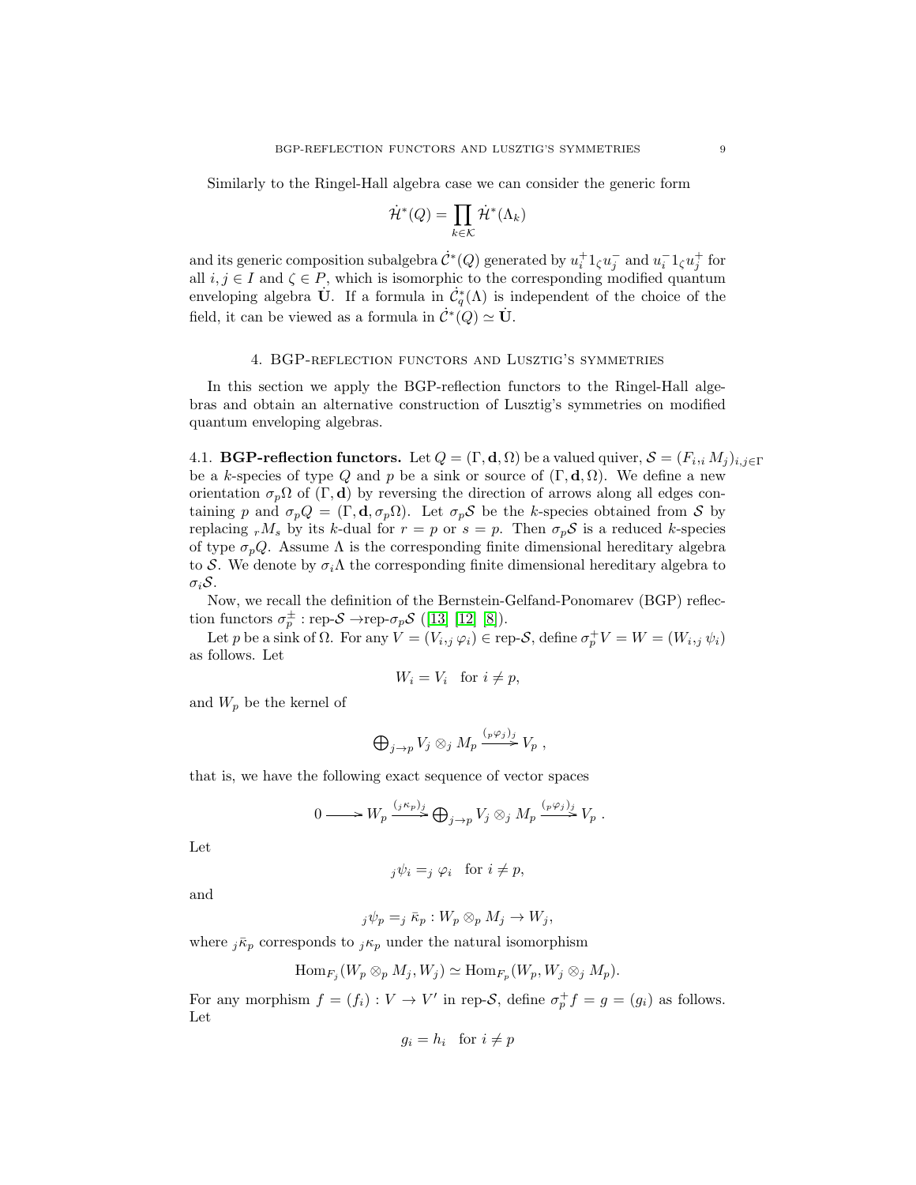Similarly to the Ringel-Hall algebra case we can consider the generic form

$$\dot{\mathcal{H}}^*(Q) = \prod_{k \in \mathcal{K}} \dot{\mathcal{H}}^*(\Lambda_k)$$

and its generic composition subalgebra $\dot{\mathcal{C}}^*(Q)$ generated by $u_i^+ 1_\zeta u_j^-$ and $u_i^- 1_\zeta u_j^+$ for all $i, j \in I$ and $\zeta \in P$, which is isomorphic to the corresponding modified quantum enveloping algebra $\dot{\mathbf{U}}$. If a formula in $\dot{\mathcal{C}}_q^*(\Lambda)$ is independent of the choice of the field, it can be viewed as a formula in $\dot{\mathcal{C}}^*(Q) \simeq \dot{\mathbf{U}}$.

## 4. BGP-reflection functors and Lusztig's symmetries

In this section we apply the BGP-reflection functors to the Ringel-Hall algebras and obtain an alternative construction of Lusztig's symmetries on modified quantum enveloping algebras.

4.1. **BGP-reflection functors.** Let $Q = (\Gamma, \mathbf{d}, \Omega)$ be a valued quiver, $\mathcal{S} = (F_i, {}_iM_j)_{i,j \in \Gamma}$ be a $k$-species of type $Q$ and $p$ be a sink or source of $(\Gamma, \mathbf{d}, \Omega)$. We define a new orientation $\sigma_p\Omega$ of $(\Gamma, \mathbf{d})$ by reversing the direction of arrows along all edges containing $p$ and $\sigma_pQ = (\Gamma, \mathbf{d}, \sigma_p\Omega)$. Let $\sigma_p\mathcal{S}$ be the $k$-species obtained from $\mathcal{S}$ by replacing ${}_rM_s$ by its $k$-dual for $r = p$ or $s = p$. Then $\sigma_p\mathcal{S}$ is a reduced $k$-species of type $\sigma_pQ$. Assume $\Lambda$ is the corresponding finite dimensional hereditary algebra to $\mathcal{S}$. We denote by $\sigma_i\Lambda$ the corresponding finite dimensional hereditary algebra to $\sigma_i\mathcal{S}$.

Now, we recall the definition of the Bernstein-Gelfand-Ponomarev (BGP) reflection functors $\sigma_p^{\pm}$ : rep-$\mathcal{S}$ $\to$rep-$\sigma_p\mathcal{S}$ ([13] [12] [8]).

Let $p$ be a sink of $\Omega$. For any $V = (V_i, {}_j\varphi_i) \in$ rep-$\mathcal{S}$, define $\sigma_p^+ V = W = (W_i, {}_j\psi_i)$ as follows. Let

$$W_i = V_i \quad \text{for } i \neq p,$$

and $W_p$ be the kernel of

$$\bigoplus\nolimits_{j \to p} V_j \otimes_j M_p \xrightarrow{({}_p\varphi_j)_j} V_p \ ,$$

that is, we have the following exact sequence of vector spaces

$$0 \longrightarrow W_p \xrightarrow{({}_j\kappa_p)_j} \bigoplus\nolimits_{j \to p} V_j \otimes_j M_p \xrightarrow{({}_p\varphi_j)_j} V_p \ .$$

Let

$${}_j\psi_i = {}_j\ \varphi_i \quad \text{for } i \neq p,$$

and

$${}_j\psi_p = {}_j\ \bar{\kappa}_p : W_p \otimes_p M_j \to W_j,$$

where ${}_j\bar{\kappa}_p$ corresponds to ${}_j\kappa_p$ under the natural isomorphism

$$\mathrm{Hom}_{F_j}(W_p \otimes_p M_j, W_j) \simeq \mathrm{Hom}_{F_p}(W_p, W_j \otimes_j M_p).$$

For any morphism $f = (f_i) : V \to V'$ in rep-$\mathcal{S}$, define $\sigma_p^+ f = g = (g_i)$ as follows. Let

$$g_i = h_i \quad \text{for } i \neq p$$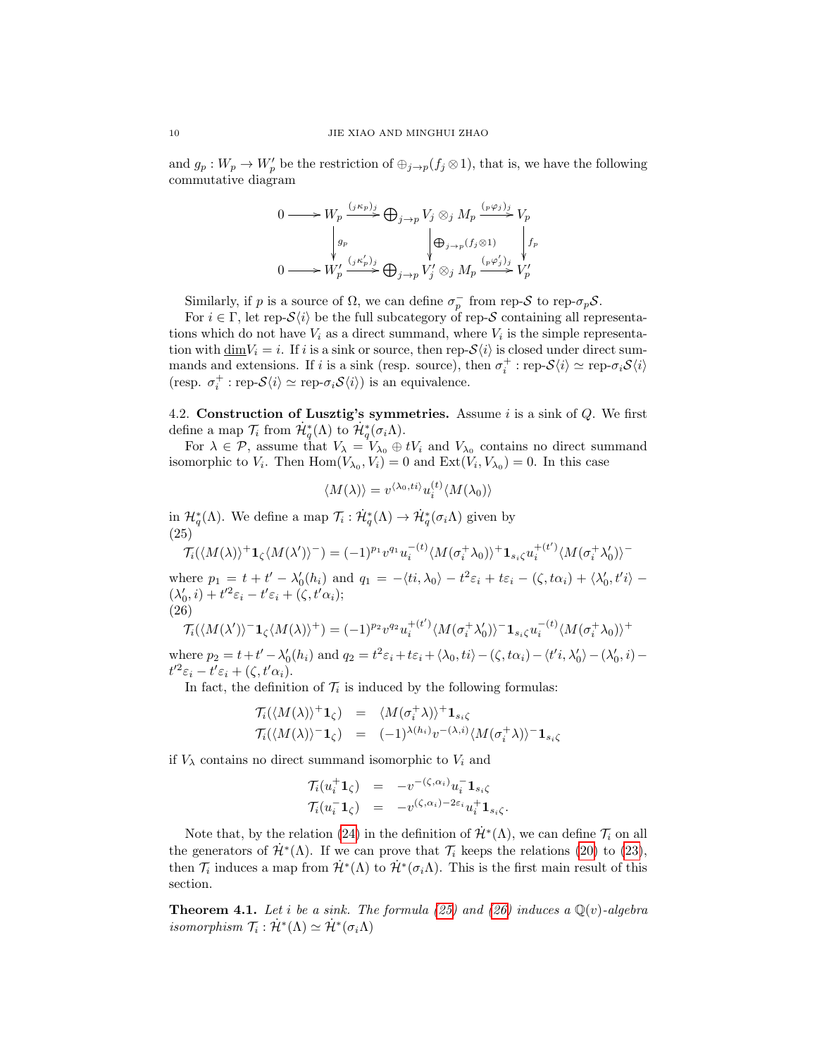and $g_p : W_p \to W'_p$ be the restriction of $\oplus_{j\to p}(f_j \otimes 1)$, that is, we have the following commutative diagram

$$\begin{array}{ccccccc}
0 \longrightarrow & W_p & \xrightarrow{({}_j\kappa_p)_j} & \bigoplus_{j\to p} V_j \otimes_j M_p & \xrightarrow{({}_p\varphi_j)_j} & V_p \\
& \Big\downarrow g_p & & \Big\downarrow \oplus_{j\to p}(f_j\otimes 1) & & \Big\downarrow f_p \\
0 \longrightarrow & W'_p & \xrightarrow{({}_j\kappa'_p)_j} & \bigoplus_{j\to p} V'_j \otimes_j M_p & \xrightarrow{({}_p\varphi'_j)_j} & V'_p
\end{array}$$

Similarly, if $p$ is a source of $\Omega$, we can define $\sigma_p^-$ from rep-$\mathcal{S}$ to rep-$\sigma_p\mathcal{S}$.

For $i \in \Gamma$, let rep-$\mathcal{S}\langle i\rangle$ be the full subcategory of rep-$\mathcal{S}$ containing all representations which do not have $V_i$ as a direct summand, where $V_i$ is the simple representation with $\underline{\dim} V_i = i$. If $i$ is a sink or source, then rep-$\mathcal{S}\langle i\rangle$ is closed under direct summands and extensions. If $i$ is a sink (resp. source), then $\sigma_i^+ :$ rep-$\mathcal{S}\langle i\rangle \simeq$ rep-$\sigma_i\mathcal{S}\langle i\rangle$ (resp. $\sigma_i^+ :$ rep-$\mathcal{S}\langle i\rangle \simeq$ rep-$\sigma_i\mathcal{S}\langle i\rangle$) is an equivalence.

## 4.2. Construction of Lusztig's symmetries.

Assume $i$ is a sink of $Q$. We first define a map $\mathcal{T}_i$ from $\dot{\mathcal{H}}^*_q(\Lambda)$ to $\dot{\mathcal{H}}^*_q(\sigma_i\Lambda)$.

For $\lambda \in \mathcal{P}$, assume that $V_\lambda = V_{\lambda_0} \oplus tV_i$ and $V_{\lambda_0}$ contains no direct summand isomorphic to $V_i$. Then $\mathrm{Hom}(V_{\lambda_0}, V_i) = 0$ and $\mathrm{Ext}(V_i, V_{\lambda_0}) = 0$. In this case

$$\langle M(\lambda)\rangle = v^{\langle \lambda_0, ti\rangle} u_i^{(t)} \langle M(\lambda_0)\rangle$$

in $\mathcal{H}^*_q(\Lambda)$. We define a map $\mathcal{T}_i : \dot{\mathcal{H}}^*_q(\Lambda) \to \dot{\mathcal{H}}^*_q(\sigma_i\Lambda)$ given by

(25)
$$\mathcal{T}_i(\langle M(\lambda)\rangle^+ \mathbf{1}_\zeta \langle M(\lambda')\rangle^-) = (-1)^{p_1} v^{q_1} u_i^{-(t)} \langle M(\sigma_i^+\lambda_0)\rangle^+ \mathbf{1}_{s_i\zeta} u_i^{+(t')} \langle M(\sigma_i^+\lambda'_0)\rangle^-$$

where $p_1 = t + t' - \lambda'_0(h_i)$ and $q_1 = -\langle ti, \lambda_0\rangle - t^2\varepsilon_i + t\varepsilon_i - (\zeta, t\alpha_i) + \langle \lambda'_0, t'i\rangle - (\lambda'_0, i) + t'^2\varepsilon_i - t'\varepsilon_i + (\zeta, t'\alpha_i)$;

(26)
$$\mathcal{T}_i(\langle M(\lambda')\rangle^- \mathbf{1}_\zeta \langle M(\lambda)\rangle^+) = (-1)^{p_2} v^{q_2} u_i^{+(t')} \langle M(\sigma_i^+\lambda'_0)\rangle^- \mathbf{1}_{s_i\zeta} u_i^{-(t)} \langle M(\sigma_i^+\lambda_0)\rangle^+$$

where $p_2 = t + t' - \lambda'_0(h_i)$ and $q_2 = t^2\varepsilon_i + t\varepsilon_i + \langle \lambda_0, ti\rangle - (\zeta, t\alpha_i) - \langle t'i, \lambda'_0\rangle - (\lambda'_0, i) - t'^2\varepsilon_i - t'\varepsilon_i + (\zeta, t'\alpha_i)$.

In fact, the definition of $\mathcal{T}_i$ is induced by the following formulas:

$$\begin{aligned}
\mathcal{T}_i(\langle M(\lambda)\rangle^+ \mathbf{1}_\zeta) &= \langle M(\sigma_i^+\lambda)\rangle^+ \mathbf{1}_{s_i\zeta} \\
\mathcal{T}_i(\langle M(\lambda)\rangle^- \mathbf{1}_\zeta) &= (-1)^{\lambda(h_i)} v^{-(\lambda, i)} \langle M(\sigma_i^+\lambda)\rangle^- \mathbf{1}_{s_i\zeta}
\end{aligned}$$

if $V_\lambda$ contains no direct summand isomorphic to $V_i$ and

$$\begin{aligned}
\mathcal{T}_i(u_i^+ \mathbf{1}_\zeta) &= -v^{-(\zeta, \alpha_i)} u_i^- \mathbf{1}_{s_i\zeta} \\
\mathcal{T}_i(u_i^- \mathbf{1}_\zeta) &= -v^{(\zeta, \alpha_i) - 2\varepsilon_i} u_i^+ \mathbf{1}_{s_i\zeta}.
\end{aligned}$$

Note that, by the relation (24) in the definition of $\dot{\mathcal{H}}^*(\Lambda)$, we can define $\mathcal{T}_i$ on all the generators of $\dot{\mathcal{H}}^*(\Lambda)$. If we can prove that $\mathcal{T}_i$ keeps the relations (20) to (23), then $\mathcal{T}_i$ induces a map from $\dot{\mathcal{H}}^*(\Lambda)$ to $\dot{\mathcal{H}}^*(\sigma_i\Lambda)$. This is the first main result of this section.

**Theorem 4.1.** *Let $i$ be a sink. The formula (25) and (26) induces a $\mathbb{Q}(v)$-algebra isomorphism $\mathcal{T}_i : \dot{\mathcal{H}}^*(\Lambda) \simeq \dot{\mathcal{H}}^*(\sigma_i\Lambda)$*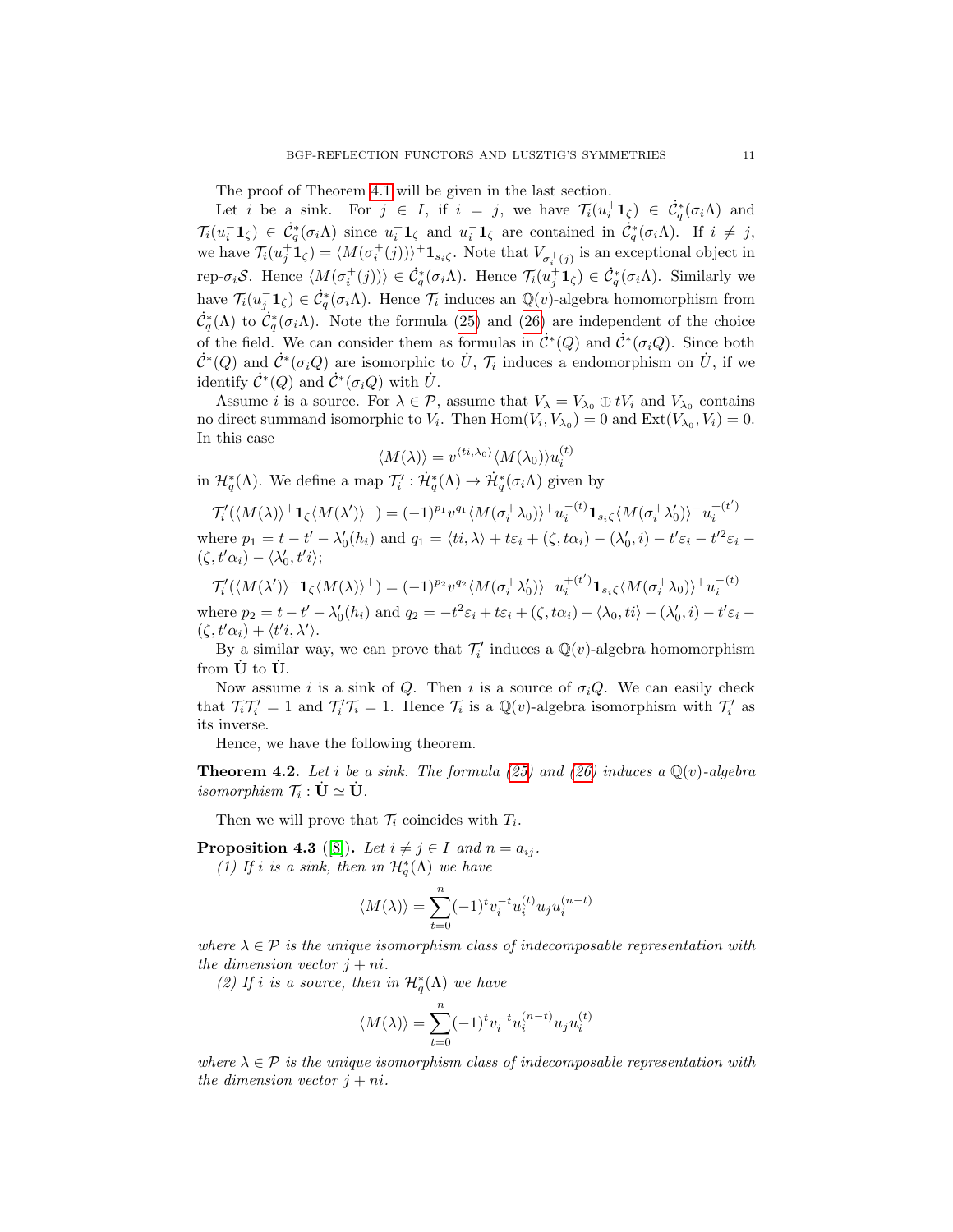The proof of Theorem 4.1 will be given in the last section.

Let $i$ be a sink. For $j \in I$, if $i = j$, we have $\mathcal{T}_i(u_i^+\mathbf{1}_\zeta) \in \dot{\mathcal{C}}_q^*(\sigma_i\Lambda)$ and $\mathcal{T}_i(u_i^-\mathbf{1}_\zeta) \in \dot{\mathcal{C}}_q^*(\sigma_i\Lambda)$ since $u_i^+\mathbf{1}_\zeta$ and $u_i^-\mathbf{1}_\zeta$ are contained in $\dot{\mathcal{C}}_q^*(\sigma_i\Lambda)$. If $i \neq j$, we have $\mathcal{T}_i(u_j^+\mathbf{1}_\zeta) = \langle M(\sigma_i^+(j))\rangle^+\mathbf{1}_{s_i\zeta}$. Note that $V_{\sigma_i^+(j)}$ is an exceptional object in rep-$\sigma_i\mathcal{S}$. Hence $\langle M(\sigma_i^+(j))\rangle \in \dot{\mathcal{C}}_q^*(\sigma_i\Lambda)$. Hence $\mathcal{T}_i(u_j^+\mathbf{1}_\zeta) \in \dot{\mathcal{C}}_q^*(\sigma_i\Lambda)$. Similarly we have $\mathcal{T}_i(u_j^-\mathbf{1}_\zeta) \in \dot{\mathcal{C}}_q^*(\sigma_i\Lambda)$. Hence $\mathcal{T}_i$ induces an $\mathbb{Q}(v)$-algebra homomorphism from $\dot{\mathcal{C}}_q^*(\Lambda)$ to $\dot{\mathcal{C}}_q^*(\sigma_i\Lambda)$. Note the formula (25) and (26) are independent of the choice of the field. We can consider them as formulas in $\dot{\mathcal{C}}^*(Q)$ and $\dot{\mathcal{C}}^*(\sigma_iQ)$. Since both $\dot{\mathcal{C}}^*(Q)$ and $\dot{\mathcal{C}}^*(\sigma_iQ)$ are isomorphic to $\dot{U}$, $\mathcal{T}_i$ induces a endomorphism on $\dot{U}$, if we identify $\dot{\mathcal{C}}^*(Q)$ and $\dot{\mathcal{C}}^*(\sigma_iQ)$ with $\dot{U}$.

Assume $i$ is a source. For $\lambda \in \mathcal{P}$, assume that $V_\lambda = V_{\lambda_0} \oplus tV_i$ and $V_{\lambda_0}$ contains no direct summand isomorphic to $V_i$. Then $\mathrm{Hom}(V_i, V_{\lambda_0}) = 0$ and $\mathrm{Ext}(V_{\lambda_0}, V_i) = 0$. In this case

$$\langle M(\lambda)\rangle = v^{\langle ti,\lambda_0\rangle}\langle M(\lambda_0)\rangle u_i^{(t)}$$

in $\mathcal{H}_q^*(\Lambda)$. We define a map $\mathcal{T}_i' : \dot{\mathcal{H}}_q^*(\Lambda) \to \dot{\mathcal{H}}_q^*(\sigma_i\Lambda)$ given by

$$\mathcal{T}_i'(\langle M(\lambda)\rangle^+\mathbf{1}_\zeta\langle M(\lambda')\rangle^-) = (-1)^{p_1}v^{q_1}\langle M(\sigma_i^+\lambda_0)\rangle^+u_i^{-(t)}\mathbf{1}_{s_i\zeta}\langle M(\sigma_i^+\lambda_0')\rangle^-u_i^{+(t')}$$

where $p_1 = t - t' - \lambda_0'(h_i)$ and $q_1 = \langle ti, \lambda\rangle + t\varepsilon_i + (\zeta, t\alpha_i) - (\lambda_0', i) - t'\varepsilon_i - t'^2\varepsilon_i - (\zeta, t'\alpha_i) - \langle\lambda_0', t'i\rangle$;

$$\mathcal{T}_i'(\langle M(\lambda')\rangle^-\mathbf{1}_\zeta\langle M(\lambda)\rangle^+) = (-1)^{p_2}v^{q_2}\langle M(\sigma_i^+\lambda_0')\rangle^-u_i^{+(t')}\mathbf{1}_{s_i\zeta}\langle M(\sigma_i^+\lambda_0)\rangle^+u_i^{-(t)}$$

where $p_2 = t - t' - \lambda_0'(h_i)$ and $q_2 = -t^2\varepsilon_i + t\varepsilon_i + (\zeta, t\alpha_i) - \langle\lambda_0, ti\rangle - (\lambda_0', i) - t'\varepsilon_i - (\zeta, t'\alpha_i) + \langle t'i, \lambda'\rangle$.

By a similar way, we can prove that $\mathcal{T}_i'$ induces a $\mathbb{Q}(v)$-algebra homomorphism from $\dot{\mathbf{U}}$ to $\dot{\mathbf{U}}$.

Now assume $i$ is a sink of $Q$. Then $i$ is a source of $\sigma_iQ$. We can easily check that $\mathcal{T}_i\mathcal{T}_i' = 1$ and $\mathcal{T}_i'\mathcal{T}_i = 1$. Hence $\mathcal{T}_i$ is a $\mathbb{Q}(v)$-algebra isomorphism with $\mathcal{T}_i'$ as its inverse.

Hence, we have the following theorem.

**Theorem 4.2.** *Let $i$ be a sink. The formula (25) and (26) induces a $\mathbb{Q}(v)$-algebra isomorphism $\mathcal{T}_i : \dot{\mathbf{U}} \simeq \dot{\mathbf{U}}$.*

Then we will prove that $\mathcal{T}_i$ coincides with $T_i$.

**Proposition 4.3** ([8]). *Let $i \neq j \in I$ and $n = a_{ij}$.*

*(1) If $i$ is a sink, then in $\mathcal{H}_q^*(\Lambda)$ we have*

$$\langle M(\lambda)\rangle = \sum_{t=0}^{n}(-1)^t v_i^{-t}u_i^{(t)}u_ju_i^{(n-t)}$$

*where $\lambda \in \mathcal{P}$ is the unique isomorphism class of indecomposable representation with the dimension vector $j + ni$.*

*(2) If $i$ is a source, then in $\mathcal{H}_q^*(\Lambda)$ we have*

$$\langle M(\lambda)\rangle = \sum_{t=0}^{n}(-1)^t v_i^{-t}u_i^{(n-t)}u_ju_i^{(t)}$$

*where $\lambda \in \mathcal{P}$ is the unique isomorphism class of indecomposable representation with the dimension vector $j + ni$.*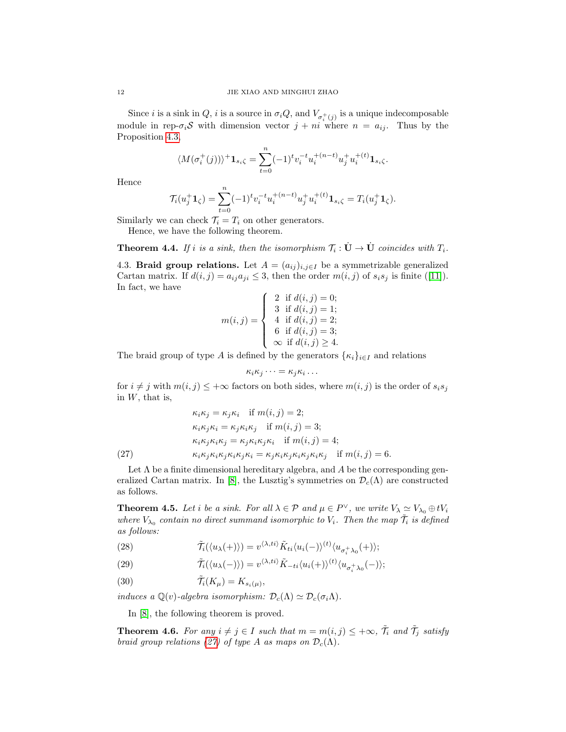Since $i$ is a sink in $Q$, $i$ is a source in $\sigma_i Q$, and $V_{\sigma_i^+(j)}$ is a unique indecomposable module in rep-$\sigma_i\mathcal{S}$ with dimension vector $j+ni$ where $n=a_{ij}$. Thus by the Proposition 4.3,

$$\langle M(\sigma_i^+(j))\rangle^+ \mathbf{1}_{s_i\zeta} = \sum_{t=0}^{n}(-1)^t v_i^{-t} u_i^{+(n-t)} u_j^+ u_i^{+(t)} \mathbf{1}_{s_i\zeta}.$$

Hence

$$\mathcal{T}_i(u_j^+\mathbf{1}_\zeta) = \sum_{t=0}^{n}(-1)^t v_i^{-t} u_i^{+(n-t)} u_j^+ u_i^{+(t)} \mathbf{1}_{s_i\zeta} = T_i(u_j^+\mathbf{1}_\zeta).$$

Similarly we can check $\mathcal{T}_i = T_i$ on other generators.

Hence, we have the following theorem.

**Theorem 4.4.** *If $i$ is a sink, then the isomorphism $\mathcal{T}_i : \dot{\mathbf{U}} \to \dot{\mathbf{U}}$ coincides with $T_i$.*

4.3. **Braid group relations.** Let $A=(a_{ij})_{i,j\in I}$ be a symmetrizable generalized Cartan matrix. If $d(i,j)=a_{ij}a_{ji}\leq 3$, then the order $m(i,j)$ of $s_is_j$ is finite ([11]). In fact, we have

$$m(i,j) = \begin{cases} 2 & \text{if } d(i,j)=0; \\ 3 & \text{if } d(i,j)=1; \\ 4 & \text{if } d(i,j)=2; \\ 6 & \text{if } d(i,j)=3; \\ \infty & \text{if } d(i,j)\geq 4. \end{cases}$$

The braid group of type $A$ is defined by the generators $\{\kappa_i\}_{i\in I}$ and relations

$$\kappa_i\kappa_j\cdots = \kappa_j\kappa_i\ldots$$

for $i\neq j$ with $m(i,j)\leq +\infty$ factors on both sides, where $m(i,j)$ is the order of $s_is_j$ in $W$, that is,

$$\begin{aligned} &\kappa_i\kappa_j = \kappa_j\kappa_i \quad \text{if } m(i,j)=2; \\ &\kappa_i\kappa_j\kappa_i = \kappa_j\kappa_i\kappa_j \quad \text{if } m(i,j)=3; \\ &\kappa_i\kappa_j\kappa_i\kappa_j = \kappa_j\kappa_i\kappa_j\kappa_i \quad \text{if } m(i,j)=4; \\ &\kappa_i\kappa_j\kappa_i\kappa_j\kappa_i\kappa_j\kappa_i = \kappa_j\kappa_i\kappa_j\kappa_i\kappa_j\kappa_i\kappa_j \quad \text{if } m(i,j)=6. \end{aligned} \tag{27}$$

Let $\Lambda$ be a finite dimensional hereditary algebra, and $A$ be the corresponding generalized Cartan matrix. In [8], the Lusztig's symmetries on $\mathcal{D}_c(\Lambda)$ are constructed as follows.

**Theorem 4.5.** *Let $i$ be a sink. For all $\lambda\in\mathcal{P}$ and $\mu\in P^\vee$, we write $V_\lambda\simeq V_{\lambda_0}\oplus tV_i$ where $V_{\lambda_0}$ contain no direct summand isomorphic to $V_i$. Then the map $\tilde{\mathcal{T}}_i$ is defined as follows:*

$$\tilde{\mathcal{T}}_i(\langle u_\lambda(+)\rangle) = v^{\langle\lambda,ti\rangle}\tilde{K}_{ti}\langle u_i(-)\rangle^{(t)}\langle u_{\sigma_i^+\lambda_0}(+)\rangle; \tag{28}$$

$$\tilde{\mathcal{T}}_i(\langle u_\lambda(-)\rangle) = v^{\langle\lambda,ti\rangle}\tilde{K}_{-ti}\langle u_i(+)\rangle^{(t)}\langle u_{\sigma_i^+\lambda_0}(-)\rangle; \tag{29}$$

$$\tilde{\mathcal{T}}_i(K_\mu) = K_{s_i(\mu)}, \tag{30}$$

*induces a $\mathbb{Q}(v)$-algebra isomorphism: $\mathcal{D}_c(\Lambda)\simeq\mathcal{D}_c(\sigma_i\Lambda)$.*

In [8], the following theorem is proved.

**Theorem 4.6.** *For any $i\neq j\in I$ such that $m=m(i,j)\leq+\infty$, $\tilde{\mathcal{T}}_i$ and $\tilde{\mathcal{T}}_j$ satisfy braid group relations (27) of type $A$ as maps on $\mathcal{D}_c(\Lambda)$.*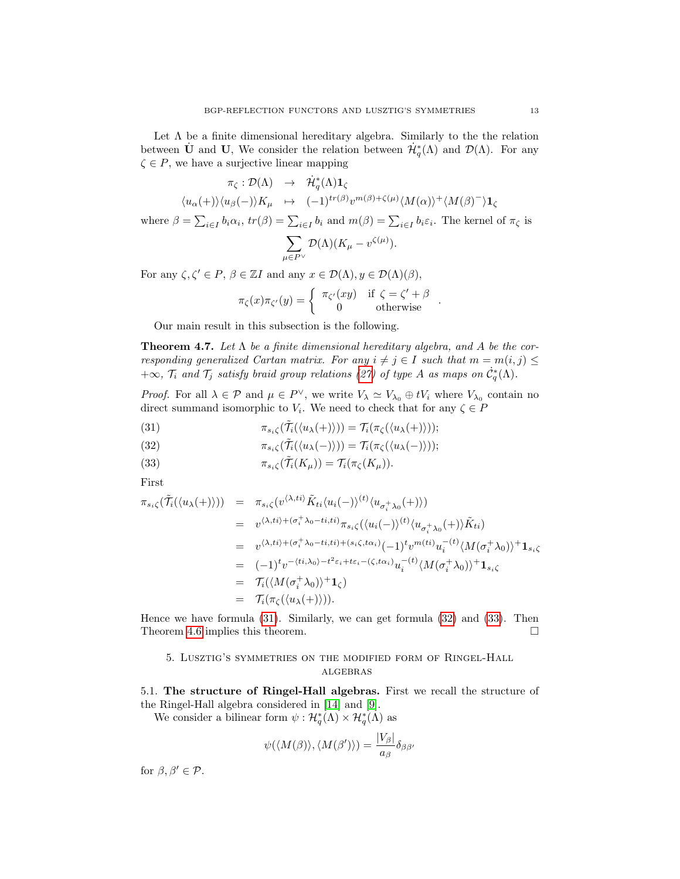Let $\Lambda$ be a finite dimensional hereditary algebra. Similarly to the the relation between $\dot{\mathbf{U}}$ and $\mathbf{U}$, We consider the relation between $\dot{\mathcal{H}}_q^*(\Lambda)$ and $\mathcal{D}(\Lambda)$. For any $\zeta \in P$, we have a surjective linear mapping

$$\begin{array}{rcl} \pi_\zeta : \mathcal{D}(\Lambda) & \to & \dot{\mathcal{H}}_q^*(\Lambda)\mathbf{1}_\zeta \\ \langle u_\alpha(+)\rangle\langle u_\beta(-)\rangle K_\mu & \mapsto & (-1)^{tr(\beta)} v^{m(\beta)+\zeta(\mu)}\langle M(\alpha)\rangle^+\langle M(\beta)^-\rangle\mathbf{1}_\zeta \end{array}$$

where $\beta = \sum_{i\in I} b_i\alpha_i$, $tr(\beta) = \sum_{i\in I} b_i$ and $m(\beta) = \sum_{i\in I} b_i\varepsilon_i$. The kernel of $\pi_\zeta$ is

$$\sum_{\mu\in P^\vee} \mathcal{D}(\Lambda)(K_\mu - v^{\zeta(\mu)}).$$

For any $\zeta, \zeta' \in P$, $\beta \in \mathbb{Z}I$ and any $x \in \mathcal{D}(\Lambda), y \in \mathcal{D}(\Lambda)(\beta)$,

$$\pi_\zeta(x)\pi_{\zeta'}(y) = \begin{cases} \pi_{\zeta'}(xy) & \text{if } \zeta = \zeta' + \beta \\ 0 & \text{otherwise} \end{cases}.$$

Our main result in this subsection is the following.

**Theorem 4.7.** *Let $\Lambda$ be a finite dimensional hereditary algebra, and $A$ be the corresponding generalized Cartan matrix. For any $i \neq j \in I$ such that $m = m(i,j) \leq +\infty$, $\mathcal{T}_i$ and $\mathcal{T}_j$ satisfy braid group relations (27) of type $A$ as maps on $\dot{\mathcal{C}}_q^*(\Lambda)$.*

*Proof.* For all $\lambda \in \mathcal{P}$ and $\mu \in P^\vee$, we write $V_\lambda \simeq V_{\lambda_0} \oplus tV_i$ where $V_{\lambda_0}$ contain no direct summand isomorphic to $V_i$. We need to check that for any $\zeta \in P$

$$\pi_{s_i\zeta}(\tilde{\mathcal{T}}_i(\langle u_\lambda(+)\rangle)) = \mathcal{T}_i(\pi_\zeta(\langle u_\lambda(+)\rangle)); \tag{31}$$

$$\pi_{s_i\zeta}(\tilde{\mathcal{T}}_i(\langle u_\lambda(-)\rangle)) = \mathcal{T}_i(\pi_\zeta(\langle u_\lambda(-)\rangle)); \tag{32}$$

$$\pi_{s_i\zeta}(\tilde{\mathcal{T}}_i(K_\mu)) = \mathcal{T}_i(\pi_\zeta(K_\mu)). \tag{33}$$

First

$$\begin{array}{rcl} \pi_{s_i\zeta}(\tilde{\mathcal{T}}_i(\langle u_\lambda(+)\rangle)) & = & \pi_{s_i\zeta}(v^{\langle\lambda,ti\rangle}\tilde{K}_{ti}\langle u_i(-)\rangle^{(t)}\langle u_{\sigma_i^+\lambda_0}(+)\rangle) \\ & = & v^{\langle\lambda,ti\rangle+(\sigma_i^+\lambda_0-ti,ti)}\pi_{s_i\zeta}(\langle u_i(-)\rangle^{(t)}\langle u_{\sigma_i^+\lambda_0}(+)\rangle\tilde{K}_{ti}) \\ & = & v^{\langle\lambda,ti\rangle+(\sigma_i^+\lambda_0-ti,ti)+(s_i\zeta,t\alpha_i)}(-1)^t v^{m(ti)}u_i^{-(t)}\langle M(\sigma_i^+\lambda_0)\rangle^+\mathbf{1}_{s_i\zeta} \\ & = & (-1)^t v^{-\langle ti,\lambda_0\rangle-t^2\varepsilon_i+t\varepsilon_i-(\zeta,t\alpha_i)}u_i^{-(t)}\langle M(\sigma_i^+\lambda_0)\rangle^+\mathbf{1}_{s_i\zeta} \\ & = & \mathcal{T}_i(\langle M(\sigma_i^+\lambda_0)\rangle^+\mathbf{1}_\zeta) \\ & = & \mathcal{T}_i(\pi_\zeta(\langle u_\lambda(+)\rangle)). \end{array}$$

Hence we have formula (31). Similarly, we can get formula (32) and (33). Then Theorem 4.6 implies this theorem. $\square$

## 5. Lusztig's symmetries on the modified form of Ringel-Hall algebras

**5.1. The structure of Ringel-Hall algebras.** First we recall the structure of the Ringel-Hall algebra considered in [14] and [9].

We consider a bilinear form $\psi : \mathcal{H}_q^*(\Lambda) \times \mathcal{H}_q^*(\Lambda)$ as

$$\psi(\langle M(\beta)\rangle, \langle M(\beta')\rangle) = \frac{|V_\beta|}{a_\beta}\delta_{\beta\beta'}$$

for $\beta, \beta' \in \mathcal{P}$.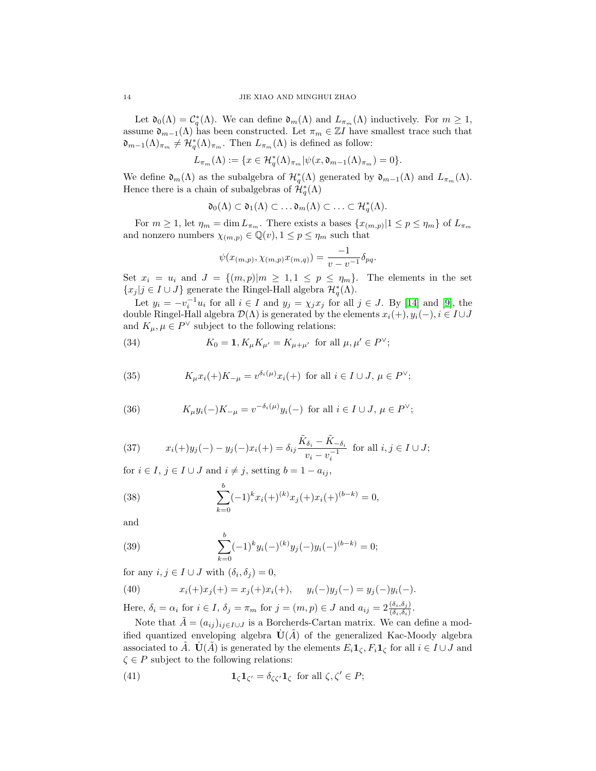Let $\mathfrak{d}_0(\Lambda) = \mathcal{C}_q^*(\Lambda)$. We can define $\mathfrak{d}_m(\Lambda)$ and $L_{\pi_m}(\Lambda)$ inductively. For $m \geq 1$, assume $\mathfrak{d}_{m-1}(\Lambda)$ has been constructed. Let $\pi_m \in \mathbb{Z}I$ have smallest trace such that $\mathfrak{d}_{m-1}(\Lambda)_{\pi_m} \neq \mathcal{H}_q^*(\Lambda)_{\pi_m}$. Then $L_{\pi_m}(\Lambda)$ is defined as follow:

$$L_{\pi_m}(\Lambda) := \{x \in \mathcal{H}_q^*(\Lambda)_{\pi_m} | \psi(x, \mathfrak{d}_{m-1}(\Lambda)_{\pi_m}) = 0\}.$$

We define $\mathfrak{d}_m(\Lambda)$ as the subalgebra of $\mathcal{H}_q^*(\Lambda)$ generated by $\mathfrak{d}_{m-1}(\Lambda)$ and $L_{\pi_m}(\Lambda)$. Hence there is a chain of subalgebras of $\mathcal{H}_q^*(\Lambda)$

$$\mathfrak{d}_0(\Lambda) \subset \mathfrak{d}_1(\Lambda) \subset \ldots \mathfrak{d}_m(\Lambda) \subset \ldots \subset \mathcal{H}_q^*(\Lambda).$$

For $m \geq 1$, let $\eta_m = \dim L_{\pi_m}$. There exists a bases $\{x_{(m,p)} | 1 \leq p \leq \eta_m\}$ of $L_{\pi_m}$ and nonzero numbers $\chi_{(m,p)} \in \mathbb{Q}(v), 1 \leq p \leq \eta_m$ such that

$$\psi(x_{(m,p)}, \chi_{(m,p)} x_{(m,q)}) = \frac{-1}{v - v^{-1}} \delta_{pq}.$$

Set $x_i = u_i$ and $J = \{(m,p) | m \geq 1, 1 \leq p \leq \eta_m\}$. The elements in the set $\{x_j | j \in I \cup J\}$ generate the Ringel-Hall algebra $\mathcal{H}_q^*(\Lambda)$.

Let $y_i = -v_i^{-1} u_i$ for all $i \in I$ and $y_j = \chi_j x_j$ for all $j \in J$. By [14] and [9], the double Ringel-Hall algebra $\mathcal{D}(\Lambda)$ is generated by the elements $x_i(+), y_i(-), i \in I \cup J$ and $K_\mu, \mu \in P^\vee$ subject to the following relations:

$$K_0 = \mathbf{1}, K_\mu K_{\mu'} = K_{\mu+\mu'} \text{ for all } \mu, \mu' \in P^\vee; \tag{34}$$

$$K_\mu x_i(+) K_{-\mu} = v^{\delta_i(\mu)} x_i(+) \text{ for all } i \in I \cup J, \mu \in P^\vee; \tag{35}$$

$$K_\mu y_i(-) K_{-\mu} = v^{-\delta_i(\mu)} y_i(-) \text{ for all } i \in I \cup J, \mu \in P^\vee; \tag{36}$$

$$x_i(+) y_j(-) - y_j(-) x_i(+) = \delta_{ij} \frac{\tilde{K}_{\delta_i} - \tilde{K}_{-\delta_i}}{v_i - v_i^{-1}} \text{ for all } i, j \in I \cup J; \tag{37}$$

for $i \in I$, $j \in I \cup J$ and $i \neq j$, setting $b = 1 - a_{ij}$,

$$\sum_{k=0}^{b} (-1)^k x_i(+)^{(k)} x_j(+) x_i(+)^{(b-k)} = 0, \tag{38}$$

and

$$\sum_{k=0}^{b} (-1)^k y_i(-)^{(k)} y_j(-) y_i(-)^{(b-k)} = 0; \tag{39}$$

for any $i, j \in I \cup J$ with $(\delta_i, \delta_j) = 0$,

$$x_i(+) x_j(+) = x_j(+) x_i(+), \quad y_i(-) y_j(-) = y_j(-) y_i(-). \tag{40}$$

Here, $\delta_i = \alpha_i$ for $i \in I$, $\delta_j = \pi_m$ for $j = (m,p) \in J$ and $a_{ij} = 2\frac{(\delta_i, \delta_j)}{(\delta_i, \delta_i)}$.

Note that $\tilde{A} = (a_{ij})_{ij \in I \cup J}$ is a Borcherds-Cartan matrix. We can define a modified quantized enveloping algebra $\dot{\mathbf{U}}(\tilde{A})$ of the generalized Kac-Moody algebra associated to $\tilde{A}$. $\dot{\mathbf{U}}(\tilde{A})$ is generated by the elements $E_i \mathbf{1}_\zeta, F_i \mathbf{1}_\zeta$ for all $i \in I \cup J$ and $\zeta \in P$ subject to the following relations:

$$\mathbf{1}_\zeta \mathbf{1}_{\zeta'} = \delta_{\zeta\zeta'} \mathbf{1}_\zeta \text{ for all } \zeta, \zeta' \in P; \tag{41}$$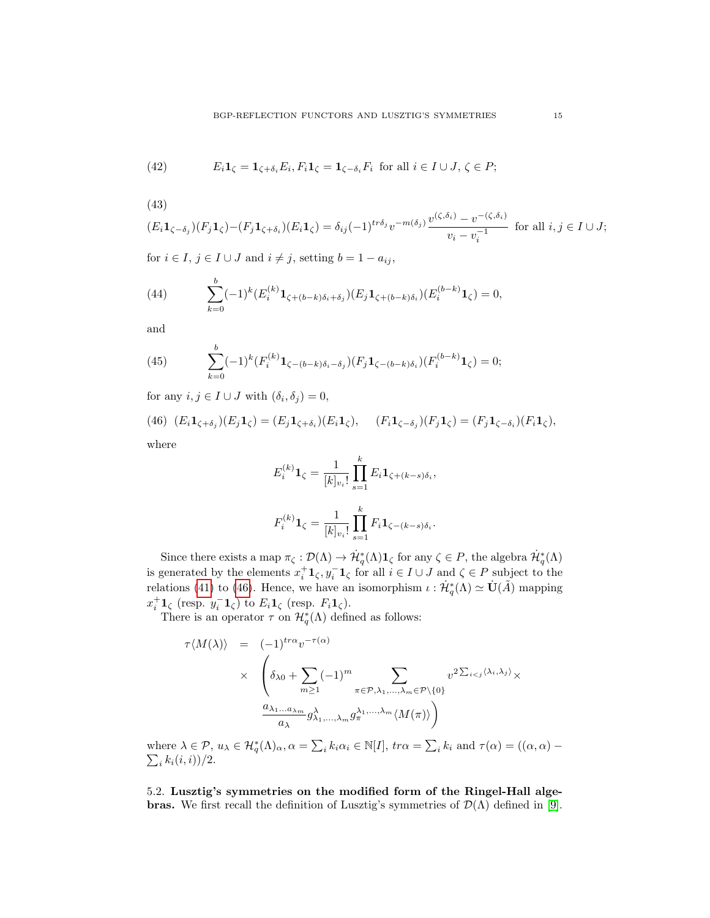$$E_i\mathbf{1}_\zeta = \mathbf{1}_{\zeta+\delta_i}E_i, F_i\mathbf{1}_\zeta = \mathbf{1}_{\zeta-\delta_i}F_i \text{ for all } i\in I\cup J,\, \zeta\in P; \tag{42}$$

$$(E_i\mathbf{1}_{\zeta-\delta_j})(F_j\mathbf{1}_\zeta) - (F_j\mathbf{1}_{\zeta+\delta_i})(E_i\mathbf{1}_\zeta) = \delta_{ij}(-1)^{tr\delta_j}v^{-m(\delta_j)}\frac{v^{(\zeta,\delta_i)}-v^{-(\zeta,\delta_i)}}{v_i - v_i^{-1}} \text{ for all } i,j\in I\cup J; \tag{43}$$

for $i\in I$, $j\in I\cup J$ and $i\neq j$, setting $b = 1-a_{ij}$,

$$\sum_{k=0}^{b}(-1)^k(E_i^{(k)}\mathbf{1}_{\zeta+(b-k)\delta_i+\delta_j})(E_j\mathbf{1}_{\zeta+(b-k)\delta_i})(E_i^{(b-k)}\mathbf{1}_\zeta) = 0, \tag{44}$$

and

$$\sum_{k=0}^{b}(-1)^k(F_i^{(k)}\mathbf{1}_{\zeta-(b-k)\delta_i-\delta_j})(F_j\mathbf{1}_{\zeta-(b-k)\delta_i})(F_i^{(b-k)}\mathbf{1}_\zeta) = 0; \tag{45}$$

for any $i,j\in I\cup J$ with $(\delta_i,\delta_j)=0$,

$$(E_i\mathbf{1}_{\zeta+\delta_j})(E_j\mathbf{1}_\zeta) = (E_j\mathbf{1}_{\zeta+\delta_i})(E_i\mathbf{1}_\zeta), \quad (F_i\mathbf{1}_{\zeta-\delta_j})(F_j\mathbf{1}_\zeta) = (F_j\mathbf{1}_{\zeta-\delta_i})(F_i\mathbf{1}_\zeta), \tag{46}$$

where

$$E_i^{(k)}\mathbf{1}_\zeta = \frac{1}{[k]_{v_i}!}\prod_{s=1}^{k}E_i\mathbf{1}_{\zeta+(k-s)\delta_i},$$

$$F_i^{(k)}\mathbf{1}_\zeta = \frac{1}{[k]_{v_i}!}\prod_{s=1}^{k}F_i\mathbf{1}_{\zeta-(k-s)\delta_i}.$$

Since there exists a map $\pi_\zeta : \mathcal{D}(\Lambda)\to \dot{\mathcal{H}}_q^*(\Lambda)\mathbf{1}_\zeta$ for any $\zeta\in P$, the algebra $\dot{\mathcal{H}}_q^*(\Lambda)$ is generated by the elements $x_i^+\mathbf{1}_\zeta, y_i^-\mathbf{1}_\zeta$ for all $i\in I\cup J$ and $\zeta\in P$ subject to the relations (41) to (46). Hence, we have an isomorphism $\iota : \dot{\mathcal{H}}_q^*(\Lambda)\simeq \dot{\mathbf{U}}(\tilde{A})$ mapping $x_i^+\mathbf{1}_\zeta$ (resp. $y_i^-\mathbf{1}_\zeta$) to $E_i\mathbf{1}_\zeta$ (resp. $F_i\mathbf{1}_\zeta$).

There is an operator $\tau$ on $\mathcal{H}_q^*(\Lambda)$ defined as follows:

$$\begin{aligned}\tau\langle M(\lambda)\rangle &= (-1)^{tr\alpha}v^{-\tau(\alpha)} \\ &\times \Bigg(\delta_{\lambda 0} + \sum_{m\geq 1}(-1)^m \sum_{\pi\in\mathcal{P},\lambda_1,\ldots,\lambda_m\in\mathcal{P}\setminus\{0\}} v^{2\sum_{i<j}\langle\lambda_i,\lambda_j\rangle}\times \\ &\qquad \frac{a_{\lambda_1}\ldots a_{\lambda_m}}{a_\lambda}g^{\lambda}_{\lambda_1,\ldots,\lambda_m}g_\pi^{\lambda_1,\ldots,\lambda_m}\langle M(\pi)\rangle\Bigg)\end{aligned}$$

where $\lambda\in\mathcal{P}$, $u_\lambda\in\mathcal{H}_q^*(\Lambda)_\alpha$, $\alpha=\sum_i k_i\alpha_i\in\mathbb{N}[I]$, $tr\alpha=\sum_i k_i$ and $\tau(\alpha) = ((\alpha,\alpha)-\sum_i k_i(i,i))/2$.

5.2. **Lusztig's symmetries on the modified form of the Ringel-Hall algebras.** We first recall the definition of Lusztig's symmetries of $\mathcal{D}(\Lambda)$ defined in [9].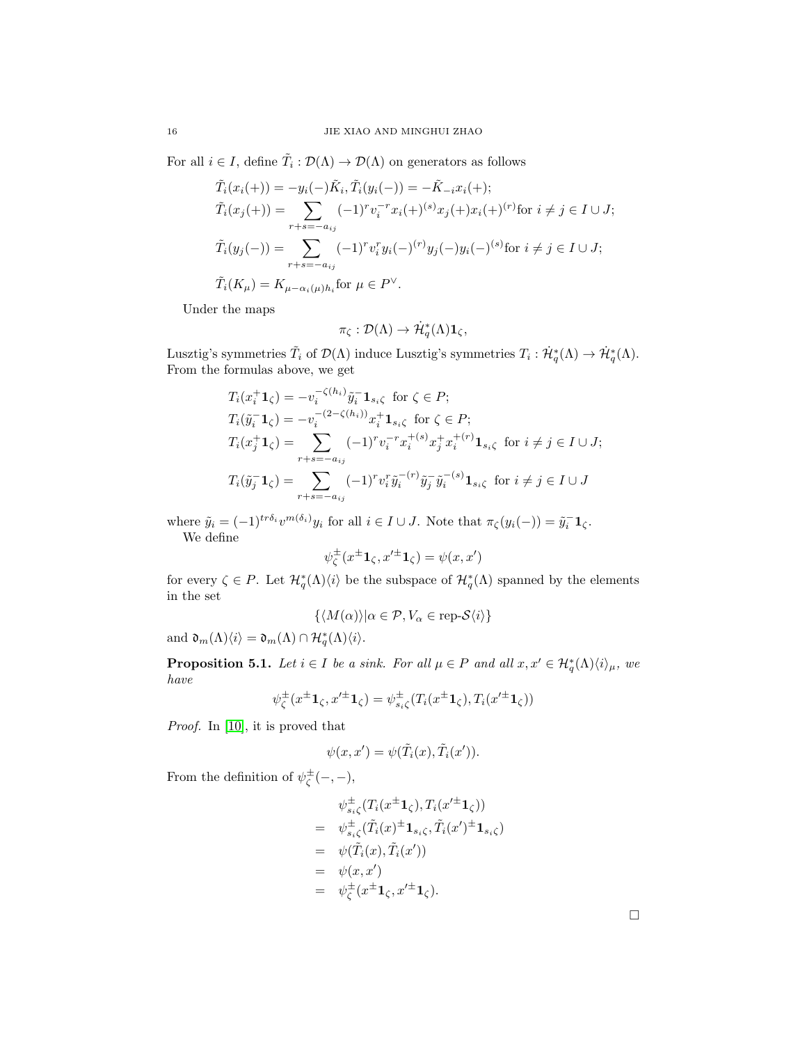For all $i \in I$, define $\tilde{T}_i : \mathcal{D}(\Lambda) \to \mathcal{D}(\Lambda)$ on generators as follows

$$
\begin{aligned}
&\tilde{T}_i(x_i(+)) = -y_i(-)\tilde{K}_i, \tilde{T}_i(y_i(-)) = -\tilde{K}_{-i}x_i(+);\\
&\tilde{T}_i(x_j(+)) = \sum_{r+s=-a_{ij}} (-1)^r v_i^{-r} x_i(+)^{(s)} x_j(+) x_i(+)^{(r)} \text{for } i \neq j \in I \cup J;\\
&\tilde{T}_i(y_j(-)) = \sum_{r+s=-a_{ij}} (-1)^r v_i^{r} y_i(-)^{(r)} y_j(-) y_i(-)^{(s)} \text{for } i \neq j \in I \cup J;\\
&\tilde{T}_i(K_\mu) = K_{\mu-\alpha_i(\mu)h_i} \text{for } \mu \in P^\vee.
\end{aligned}
$$

Under the maps

$$
\pi_\zeta : \mathcal{D}(\Lambda) \to \dot{\mathcal{H}}_q^*(\Lambda)\mathbf{1}_\zeta,
$$

Lusztig's symmetries $\tilde{T}_i$ of $\mathcal{D}(\Lambda)$ induce Lusztig's symmetries $T_i : \dot{\mathcal{H}}_q^*(\Lambda) \to \dot{\mathcal{H}}_q^*(\Lambda)$. From the formulas above, we get

$$
\begin{aligned}
&T_i(x_i^+\mathbf{1}_\zeta) = -v_i^{-\zeta(h_i)}\tilde{y}_i^-\mathbf{1}_{s_i\zeta} \text{ for } \zeta \in P;\\
&T_i(\tilde{y}_i^-\mathbf{1}_\zeta) = -v_i^{-(2-\zeta(h_i))}x_i^+\mathbf{1}_{s_i\zeta} \text{ for } \zeta \in P;\\
&T_i(x_j^+\mathbf{1}_\zeta) = \sum_{r+s=-a_{ij}} (-1)^r v_i^{-r} x_i^{+(s)} x_j^+ x_i^{+(r)}\mathbf{1}_{s_i\zeta} \text{ for } i \neq j \in I \cup J;\\
&T_i(\tilde{y}_j^-\mathbf{1}_\zeta) = \sum_{r+s=-a_{ij}} (-1)^r v_i^{r} \tilde{y}_i^{-(r)} \tilde{y}_j^- \tilde{y}_i^{-(s)}\mathbf{1}_{s_i\zeta} \text{ for } i \neq j \in I \cup J
\end{aligned}
$$

where $\tilde{y}_i = (-1)^{tr\delta_i}v^{m(\delta_i)}y_i$ for all $i \in I \cup J$. Note that $\pi_\zeta(y_i(-)) = \tilde{y}_i^-\mathbf{1}_\zeta$.

We define

$$
\psi_\zeta^\pm(x^\pm\mathbf{1}_\zeta, x'^\pm\mathbf{1}_\zeta) = \psi(x, x')
$$

for every $\zeta \in P$. Let $\mathcal{H}_q^*(\Lambda)\langle i\rangle$ be the subspace of $\mathcal{H}_q^*(\Lambda)$ spanned by the elements in the set

$$
\{\langle M(\alpha)\rangle | \alpha \in \mathcal{P}, V_\alpha \in \text{rep-}\mathcal{S}\langle i\rangle\}
$$

and $\mathfrak{d}_m(\Lambda)\langle i\rangle = \mathfrak{d}_m(\Lambda) \cap \mathcal{H}_q^*(\Lambda)\langle i\rangle$.

**Proposition 5.1.** *Let $i \in I$ be a sink. For all $\mu \in P$ and all $x, x' \in \mathcal{H}_q^*(\Lambda)\langle i\rangle_\mu$, we have*

$$
\psi_\zeta^\pm(x^\pm\mathbf{1}_\zeta, x'^\pm\mathbf{1}_\zeta) = \psi_{s_i\zeta}^\pm(T_i(x^\pm\mathbf{1}_\zeta), T_i(x'^\pm\mathbf{1}_\zeta))
$$

*Proof.* In [10], it is proved that

$$
\psi(x, x') = \psi(\tilde{T}_i(x), \tilde{T}_i(x')).
$$

From the definition of $\psi_\zeta^\pm(-,-)$,

$$
\begin{aligned}
&\psi_{s_i\zeta}^\pm(T_i(x^\pm\mathbf{1}_\zeta), T_i(x'^\pm\mathbf{1}_\zeta))\\
=\ &\psi_{s_i\zeta}^\pm(\tilde{T}_i(x)^\pm\mathbf{1}_{s_i\zeta}, \tilde{T}_i(x')^\pm\mathbf{1}_{s_i\zeta})\\
=\ &\psi(\tilde{T}_i(x), \tilde{T}_i(x'))\\
=\ &\psi(x, x')\\
=\ &\psi_\zeta^\pm(x^\pm\mathbf{1}_\zeta, x'^\pm\mathbf{1}_\zeta).
\end{aligned}
$$

□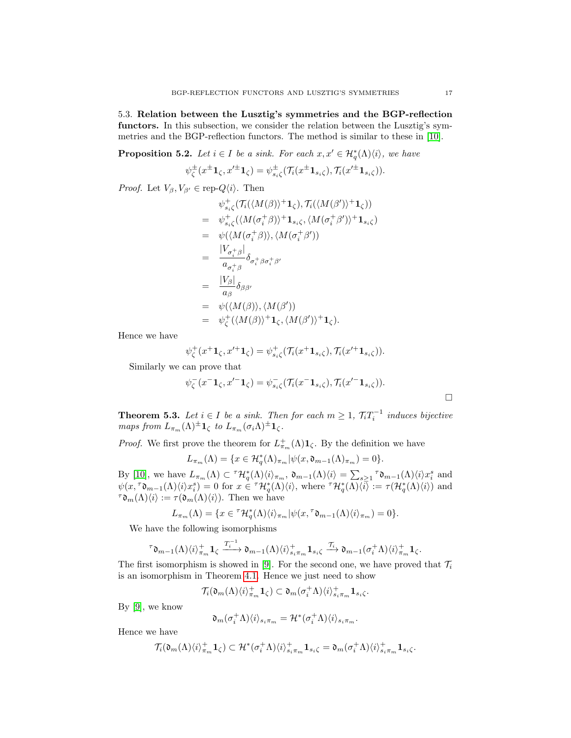### 5.3. Relation between the Lusztig's symmetries and the BGP-reflection functors.

In this subsection, we consider the relation between the Lusztig's symmetries and the BGP-reflection functors. The method is similar to these in [10].

**Proposition 5.2.** *Let $i \in I$ be a sink. For each $x, x' \in \mathcal{H}_q^*(\Lambda)\langle i \rangle$, we have*

$$\psi_\zeta^\pm(x^\pm \mathbf{1}_\zeta, x'^\pm \mathbf{1}_\zeta) = \psi_{s_i\zeta}^\pm(\mathcal{T}_i(x^\pm \mathbf{1}_{s_i\zeta}), \mathcal{T}_i(x'^\pm \mathbf{1}_{s_i\zeta})).$$

*Proof.* Let $V_\beta, V_{\beta'} \in \text{rep-}Q\langle i \rangle$. Then

$$\begin{aligned}
& \psi_{s_i\zeta}^+(\mathcal{T}_i(\langle M(\beta)\rangle^+ \mathbf{1}_\zeta), \mathcal{T}_i(\langle M(\beta')\rangle^+ \mathbf{1}_\zeta)) \\
= \ & \psi_{s_i\zeta}^+(\langle M(\sigma_i^+\beta)\rangle^+ \mathbf{1}_{s_i\zeta}, \langle M(\sigma_i^+\beta')\rangle^+ \mathbf{1}_{s_i\zeta}) \\
= \ & \psi(\langle M(\sigma_i^+\beta)\rangle, \langle M(\sigma_i^+\beta')) \\
= \ & \frac{|V_{\sigma_i^+\beta}|}{a_{\sigma_i^+\beta}} \delta_{\sigma_i^+\beta\sigma_i^+\beta'} \\
= \ & \frac{|V_\beta|}{a_\beta} \delta_{\beta\beta'} \\
= \ & \psi(\langle M(\beta)\rangle, \langle M(\beta')) \\
= \ & \psi_\zeta^+(\langle M(\beta)\rangle^+ \mathbf{1}_\zeta, \langle M(\beta')\rangle^+ \mathbf{1}_\zeta).
\end{aligned}$$

Hence we have

$$\psi_\zeta^+(x^+ \mathbf{1}_\zeta, x'^+ \mathbf{1}_\zeta) = \psi_{s_i\zeta}^+(\mathcal{T}_i(x^+ \mathbf{1}_{s_i\zeta}), \mathcal{T}_i(x'^+ \mathbf{1}_{s_i\zeta})).$$

Similarly we can prove that

$$\psi_\zeta^-(x^- \mathbf{1}_\zeta, x'^- \mathbf{1}_\zeta) = \psi_{s_i\zeta}^-(\mathcal{T}_i(x^- \mathbf{1}_{s_i\zeta}), \mathcal{T}_i(x'^- \mathbf{1}_{s_i\zeta})).$$

□

**Theorem 5.3.** *Let $i \in I$ be a sink. Then for each $m \geq 1$, $\mathcal{T}_i T_i^{-1}$ induces bijective maps from $L_{\pi_m}(\Lambda)^\pm \mathbf{1}_\zeta$ to $L_{\pi_m}(\sigma_i\Lambda)^\pm \mathbf{1}_\zeta$.*

*Proof.* We first prove the theorem for $L_{\pi_m}^+(\Lambda)\mathbf{1}_\zeta$. By the definition we have

$$L_{\pi_m}(\Lambda) = \{x \in \mathcal{H}_q^*(\Lambda)_{\pi_m} | \psi(x, \mathfrak{d}_{m-1}(\Lambda)_{\pi_m}) = 0\}.$$

By [10], we have $L_{\pi_m}(\Lambda) \subset {}^\tau\mathcal{H}_q^*(\Lambda)\langle i \rangle_{\pi_m}$, $\mathfrak{d}_{m-1}(\Lambda)\langle i \rangle = \sum_{s\geq 1} {}^\tau\mathfrak{d}_{m-1}(\Lambda)\langle i \rangle x_i^s$ and $\psi(x, {}^\tau\mathfrak{d}_{m-1}(\Lambda)\langle i \rangle x_i^s) = 0$ for $x \in {}^\tau\mathcal{H}_q^*(\Lambda)\langle i \rangle$, where ${}^\tau\mathcal{H}_q^*(\Lambda)\langle i \rangle := \tau(\mathcal{H}_q^*(\Lambda)\langle i \rangle)$ and ${}^\tau\mathfrak{d}_m(\Lambda)\langle i \rangle := \tau(\mathfrak{d}_m(\Lambda)\langle i \rangle)$. Then we have

$$L_{\pi_m}(\Lambda) = \{x \in {}^\tau\mathcal{H}_q^*(\Lambda)\langle i \rangle_{\pi_m} | \psi(x, {}^\tau\mathfrak{d}_{m-1}(\Lambda)\langle i \rangle_{\pi_m}) = 0\}.$$

We have the following isomorphisms

$${}^\tau\mathfrak{d}_{m-1}(\Lambda)\langle i \rangle_{\pi_m}^+ \mathbf{1}_\zeta \xrightarrow{T_i^{-1}} \mathfrak{d}_{m-1}(\Lambda)\langle i \rangle_{s_i\pi_m}^+ \mathbf{1}_{s_i\zeta} \xrightarrow{\mathcal{T}_i} \mathfrak{d}_{m-1}(\sigma_i^+\Lambda)\langle i \rangle_{\pi_m}^+ \mathbf{1}_\zeta.$$

The first isomorphism is showed in [9]. For the second one, we have proved that $\mathcal{T}_i$ is an isomorphism in Theorem 4.1. Hence we just need to show

$$\mathcal{T}_i(\mathfrak{d}_m(\Lambda)\langle i \rangle_{\pi_m}^+ \mathbf{1}_\zeta) \subset \mathfrak{d}_m(\sigma_i^+\Lambda)\langle i \rangle_{s_i\pi_m}^+ \mathbf{1}_{s_i\zeta}.$$

By [9], we know

$$\mathfrak{d}_m(\sigma_i^+\Lambda)\langle i \rangle_{s_i\pi_m} = \mathcal{H}^*(\sigma_i^+\Lambda)\langle i \rangle_{s_i\pi_m}.$$

Hence we have

$$\mathcal{T}_i(\mathfrak{d}_m(\Lambda)\langle i \rangle_{\pi_m}^+ \mathbf{1}_\zeta) \subset \mathcal{H}^*(\sigma_i^+\Lambda)\langle i \rangle_{s_i\pi_m}^+ \mathbf{1}_{s_i\zeta} = \mathfrak{d}_m(\sigma_i^+\Lambda)\langle i \rangle_{s_i\pi_m}^+ \mathbf{1}_{s_i\zeta}.$$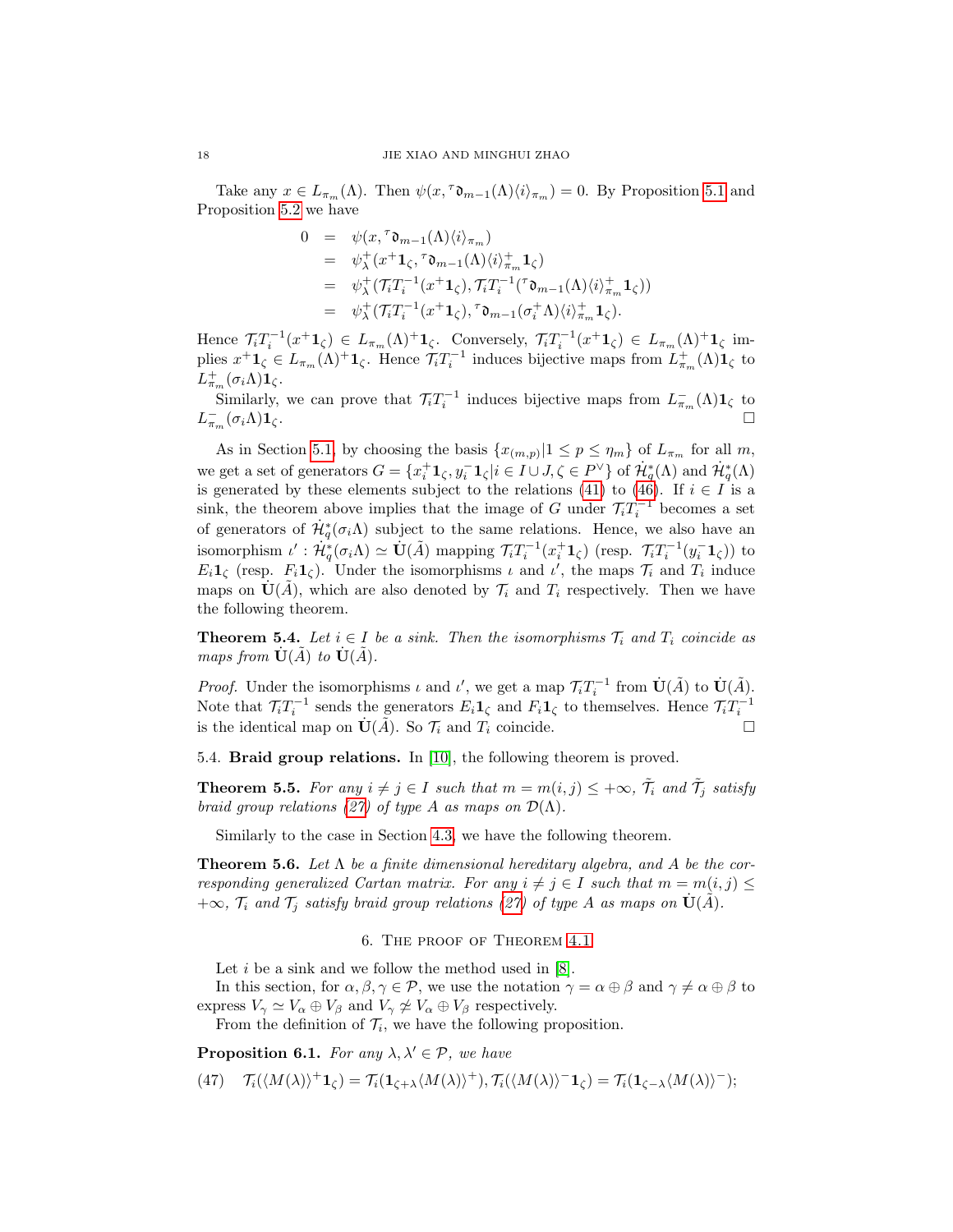Take any $x \in L_{\pi_m}(\Lambda)$. Then $\psi(x, {}^{\tau}\mathfrak{d}_{m-1}(\Lambda)\langle i\rangle_{\pi_m}) = 0$. By Proposition 5.1 and Proposition 5.2 we have

$$
\begin{aligned}
0 &= \psi(x, {}^{\tau}\mathfrak{d}_{m-1}(\Lambda)\langle i\rangle_{\pi_m}) \\
&= \psi^{+}_{\lambda}(x^{+}\mathbf{1}_{\zeta}, {}^{\tau}\mathfrak{d}_{m-1}(\Lambda)\langle i\rangle^{+}_{\pi_m}\mathbf{1}_{\zeta}) \\
&= \psi^{+}_{\lambda}(\mathcal{T}_i T_i^{-1}(x^{+}\mathbf{1}_{\zeta}), \mathcal{T}_i T_i^{-1}({}^{\tau}\mathfrak{d}_{m-1}(\Lambda)\langle i\rangle^{+}_{\pi_m}\mathbf{1}_{\zeta})) \\
&= \psi^{+}_{\lambda}(\mathcal{T}_i T_i^{-1}(x^{+}\mathbf{1}_{\zeta}), {}^{\tau}\mathfrak{d}_{m-1}(\sigma_i^{+}\Lambda)\langle i\rangle^{+}_{\pi_m}\mathbf{1}_{\zeta}).
\end{aligned}
$$

Hence $\mathcal{T}_i T_i^{-1}(x^{+}\mathbf{1}_{\zeta}) \in L_{\pi_m}(\Lambda)^{+}\mathbf{1}_{\zeta}$. Conversely, $\mathcal{T}_i T_i^{-1}(x^{+}\mathbf{1}_{\zeta}) \in L_{\pi_m}(\Lambda)^{+}\mathbf{1}_{\zeta}$ implies $x^{+}\mathbf{1}_{\zeta} \in L_{\pi_m}(\Lambda)^{+}\mathbf{1}_{\zeta}$. Hence $\mathcal{T}_i T_i^{-1}$ induces bijective maps from $L^{+}_{\pi_m}(\Lambda)\mathbf{1}_{\zeta}$ to $L^{+}_{\pi_m}(\sigma_i\Lambda)\mathbf{1}_{\zeta}$.

Similarly, we can prove that $\mathcal{T}_i T_i^{-1}$ induces bijective maps from $L^{-}_{\pi_m}(\Lambda)\mathbf{1}_{\zeta}$ to $L^{-}_{\pi_m}(\sigma_i\Lambda)\mathbf{1}_{\zeta}$. □

As in Section 5.1, by choosing the basis $\{x_{(m,p)} | 1 \leq p \leq \eta_m\}$ of $L_{\pi_m}$ for all $m$, we get a set of generators $G = \{x_i^{+}\mathbf{1}_{\zeta}, y_i^{-}\mathbf{1}_{\zeta} | i \in I \cup J, \zeta \in P^{\vee}\}$ of $\dot{\mathcal{H}}^{*}_{q}(\Lambda)$ and $\dot{\mathcal{H}}^{*}_{q}(\Lambda)$ is generated by these elements subject to the relations (41) to (46). If $i \in I$ is a sink, the theorem above implies that the image of $G$ under $\mathcal{T}_i T_i^{-1}$ becomes a set of generators of $\dot{\mathcal{H}}^{*}_{q}(\sigma_i\Lambda)$ subject to the same relations. Hence, we also have an isomorphism $\iota' : \dot{\mathcal{H}}^{*}_{q}(\sigma_i\Lambda) \simeq \dot{\mathbf{U}}(\tilde{A})$ mapping $\mathcal{T}_i T_i^{-1}(x_i^{+}\mathbf{1}_{\zeta})$ (resp. $\mathcal{T}_i T_i^{-1}(y_i^{-}\mathbf{1}_{\zeta})$) to $E_i\mathbf{1}_{\zeta}$ (resp. $F_i\mathbf{1}_{\zeta}$). Under the isomorphisms $\iota$ and $\iota'$, the maps $\mathcal{T}_i$ and $T_i$ induce maps on $\dot{\mathbf{U}}(\tilde{A})$, which are also denoted by $\mathcal{T}_i$ and $T_i$ respectively. Then we have the following theorem.

**Theorem 5.4.** *Let $i \in I$ be a sink. Then the isomorphisms $\mathcal{T}_i$ and $T_i$ coincide as maps from $\dot{\mathbf{U}}(\tilde{A})$ to $\dot{\mathbf{U}}(\tilde{A})$.*

*Proof.* Under the isomorphisms $\iota$ and $\iota'$, we get a map $\mathcal{T}_i T_i^{-1}$ from $\dot{\mathbf{U}}(\tilde{A})$ to $\dot{\mathbf{U}}(\tilde{A})$. Note that $\mathcal{T}_i T_i^{-1}$ sends the generators $E_i\mathbf{1}_{\zeta}$ and $F_i\mathbf{1}_{\zeta}$ to themselves. Hence $\mathcal{T}_i T_i^{-1}$ is the identical map on $\dot{\mathbf{U}}(\tilde{A})$. So $\mathcal{T}_i$ and $T_i$ coincide. □

5.4. **Braid group relations.** In [10], the following theorem is proved.

**Theorem 5.5.** *For any $i \neq j \in I$ such that $m = m(i,j) \leq +\infty$, $\tilde{\mathcal{T}}_i$ and $\tilde{\mathcal{T}}_j$ satisfy braid group relations (27) of type A as maps on $\mathcal{D}(\Lambda)$.*

Similarly to the case in Section 4.3, we have the following theorem.

**Theorem 5.6.** *Let $\Lambda$ be a finite dimensional hereditary algebra, and $A$ be the corresponding generalized Cartan matrix. For any $i \neq j \in I$ such that $m = m(i,j) \leq +\infty$, $\mathcal{T}_i$ and $\mathcal{T}_j$ satisfy braid group relations (27) of type A as maps on $\dot{\mathbf{U}}(\tilde{A})$.*

## 6. The proof of Theorem 4.1

Let $i$ be a sink and we follow the method used in [8].

In this section, for $\alpha, \beta, \gamma \in \mathcal{P}$, we use the notation $\gamma = \alpha \oplus \beta$ and $\gamma \neq \alpha \oplus \beta$ to express $V_{\gamma} \simeq V_{\alpha} \oplus V_{\beta}$ and $V_{\gamma} \not\simeq V_{\alpha} \oplus V_{\beta}$ respectively.

From the definition of $\mathcal{T}_i$, we have the following proposition.

**Proposition 6.1.** *For any $\lambda, \lambda' \in \mathcal{P}$, we have*

$$
\mathcal{T}_i(\langle M(\lambda)\rangle^{+}\mathbf{1}_{\zeta}) = \mathcal{T}_i(\mathbf{1}_{\zeta+\lambda}\langle M(\lambda)\rangle^{+}), \mathcal{T}_i(\langle M(\lambda)\rangle^{-}\mathbf{1}_{\zeta}) = \mathcal{T}_i(\mathbf{1}_{\zeta-\lambda}\langle M(\lambda)\rangle^{-}); \tag{47}
$$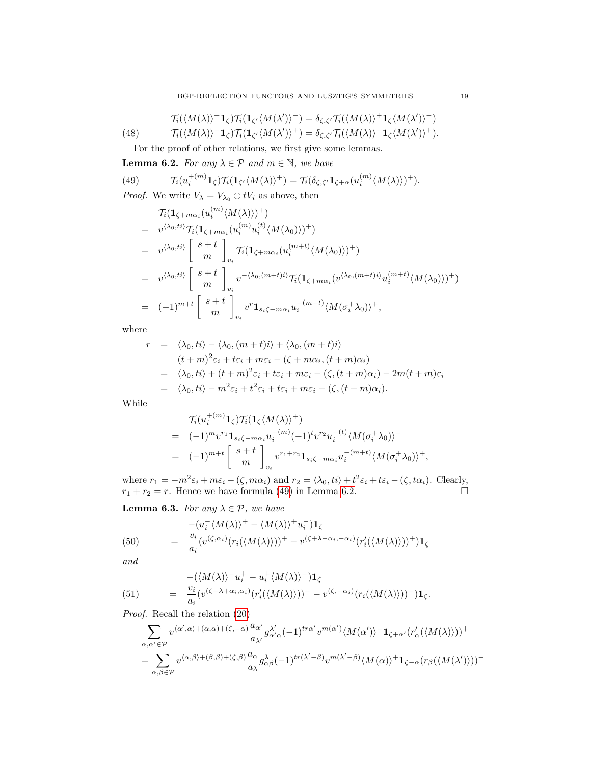$$
\begin{aligned}
&\mathcal{T}_i(\langle M(\lambda)\rangle^+\mathbf{1}_\zeta)\mathcal{T}_i(\mathbf{1}_{\zeta'}\langle M(\lambda')\rangle^-)=\delta_{\zeta,\zeta'}\mathcal{T}_i(\langle M(\lambda)\rangle^+\mathbf{1}_\zeta\langle M(\lambda')\rangle^-)\\
(48)\qquad &\mathcal{T}_i(\langle M(\lambda)\rangle^-\mathbf{1}_\zeta)\mathcal{T}_i(\mathbf{1}_{\zeta'}\langle M(\lambda')\rangle^+)=\delta_{\zeta,\zeta'}\mathcal{T}_i(\langle M(\lambda)\rangle^-\mathbf{1}_\zeta\langle M(\lambda')\rangle^+).
\end{aligned}
$$

For the proof of other relations, we first give some lemmas.

**Lemma 6.2.** *For any $\lambda\in\mathcal{P}$ and $m\in\mathbb{N}$, we have*

$$
(49)\qquad \mathcal{T}_i(u_i^{+(m)}\mathbf{1}_\zeta)\mathcal{T}_i(\mathbf{1}_{\zeta'}\langle M(\lambda)\rangle^+)=\mathcal{T}_i(\delta_{\zeta,\zeta'}\mathbf{1}_{\zeta+\alpha}(u_i^{(m)}\langle M(\lambda)\rangle)^+).
$$

*Proof.* We write $V_\lambda=V_{\lambda_0}\oplus tV_i$ as above, then

$$
\begin{aligned}
&\mathcal{T}_i(\mathbf{1}_{\zeta+m\alpha_i}(u_i^{(m)}\langle M(\lambda)\rangle)^+)\\
=\;& v^{\langle\lambda_0,ti\rangle}\mathcal{T}_i(\mathbf{1}_{\zeta+m\alpha_i}(u_i^{(m)}u_i^{(t)}\langle M(\lambda_0)\rangle)^+)\\
=\;& v^{\langle\lambda_0,ti\rangle}\begin{bmatrix} s+t\\ m\end{bmatrix}_{v_i}\mathcal{T}_i(\mathbf{1}_{\zeta+m\alpha_i}(u_i^{(m+t)}\langle M(\lambda_0)\rangle)^+)\\
=\;& v^{\langle\lambda_0,ti\rangle}\begin{bmatrix} s+t\\ m\end{bmatrix}_{v_i}v^{-\langle\lambda_0,(m+t)i\rangle}\mathcal{T}_i(\mathbf{1}_{\zeta+m\alpha_i}(v^{\langle\lambda_0,(m+t)i\rangle}u_i^{(m+t)}\langle M(\lambda_0)\rangle)^+)\\
=\;& (-1)^{m+t}\begin{bmatrix} s+t\\ m\end{bmatrix}_{v_i}v^r\mathbf{1}_{s_i\zeta-m\alpha_i}u_i^{-(m+t)}\langle M(\sigma_i^+\lambda_0)\rangle^+,
\end{aligned}
$$

where

$$
\begin{aligned}
r\;=\;& \langle\lambda_0,ti\rangle-\langle\lambda_0,(m+t)i\rangle+\langle\lambda_0,(m+t)i\rangle\\
&(t+m)^2\varepsilon_i+t\varepsilon_i+m\varepsilon_i-(\zeta+m\alpha_i,(t+m)\alpha_i)\\
=\;& \langle\lambda_0,ti\rangle+(t+m)^2\varepsilon_i+t\varepsilon_i+m\varepsilon_i-(\zeta,(t+m)\alpha_i)-2m(t+m)\varepsilon_i\\
=\;& \langle\lambda_0,ti\rangle-m^2\varepsilon_i+t^2\varepsilon_i+t\varepsilon_i+m\varepsilon_i-(\zeta,(t+m)\alpha_i).
\end{aligned}
$$

While

$$
\begin{aligned}
&\mathcal{T}_i(u_i^{+(m)}\mathbf{1}_\zeta)\mathcal{T}_i(\mathbf{1}_\zeta\langle M(\lambda)\rangle^+)\\
=\;& (-1)^m v^{r_1}\mathbf{1}_{s_i\zeta-m\alpha_i}u_i^{-(m)}(-1)^t v^{r_2}u_i^{-(t)}\langle M(\sigma_i^+\lambda_0)\rangle^+\\
=\;& (-1)^{m+t}\begin{bmatrix} s+t\\ m\end{bmatrix}_{v_i}v^{r_1+r_2}\mathbf{1}_{s_i\zeta-m\alpha_i}u_i^{-(m+t)}\langle M(\sigma_i^+\lambda_0)\rangle^+,
\end{aligned}
$$

where $r_1=-m^2\varepsilon_i+m\varepsilon_i-(\zeta,m\alpha_i)$ and $r_2=\langle\lambda_0,ti\rangle+t^2\varepsilon_i+t\varepsilon_i-(\zeta,t\alpha_i)$. Clearly, $r_1+r_2=r$. Hence we have formula (49) in Lemma 6.2. $\square$

**Lemma 6.3.** *For any $\lambda\in\mathcal{P}$, we have*

$$
\begin{aligned}
&-(u_i^-\langle M(\lambda)\rangle^+-\langle M(\lambda)\rangle^+u_i^-)\mathbf{1}_\zeta\\
(50)\qquad =\;& \frac{v_i}{a_i}(v^{(\zeta,\alpha_i)}(r_i(\langle M(\lambda)\rangle))^+-v^{(\zeta+\lambda-\alpha_i,-\alpha_i)}(r_i'(\langle M(\lambda)\rangle))^+)\mathbf{1}_\zeta
\end{aligned}
$$

*and*

$$
\begin{aligned}
&-(\langle M(\lambda)\rangle^-u_i^+-u_i^+\langle M(\lambda)\rangle^-)\mathbf{1}_\zeta\\
(51)\qquad =\;& \frac{v_i}{a_i}(v^{(\zeta-\lambda+\alpha_i,\alpha_i)}(r_i'(\langle M(\lambda)\rangle))^--v^{(\zeta,-\alpha_i)}(r_i(\langle M(\lambda)\rangle))^-)\mathbf{1}_\zeta.
\end{aligned}
$$

*Proof.* Recall the relation (20)

$$
\begin{aligned}
&\sum_{\alpha,\alpha'\in\mathcal{P}}v^{\langle\alpha',\alpha\rangle+(\alpha,\alpha)+(\zeta,-\alpha)}\frac{a_{\alpha'}}{a_{\lambda'}}g_{\alpha'\alpha}^{\lambda'}(-1)^{tr\alpha'}v^{m(\alpha')}\langle M(\alpha')\rangle^-\mathbf{1}_{\zeta+\alpha'}(r_\alpha'(\langle M(\lambda)\rangle))^+\\
=&\sum_{\alpha,\beta\in\mathcal{P}}v^{\langle\alpha,\beta\rangle+(\beta,\beta)+(\zeta,\beta)}\frac{a_\alpha}{a_\lambda}g_{\alpha\beta}^\lambda(-1)^{tr(\lambda'-\beta)}v^{m(\lambda'-\beta)}\langle M(\alpha)\rangle^+\mathbf{1}_{\zeta-\alpha}(r_\beta(\langle M(\lambda')\rangle))^-
\end{aligned}
$$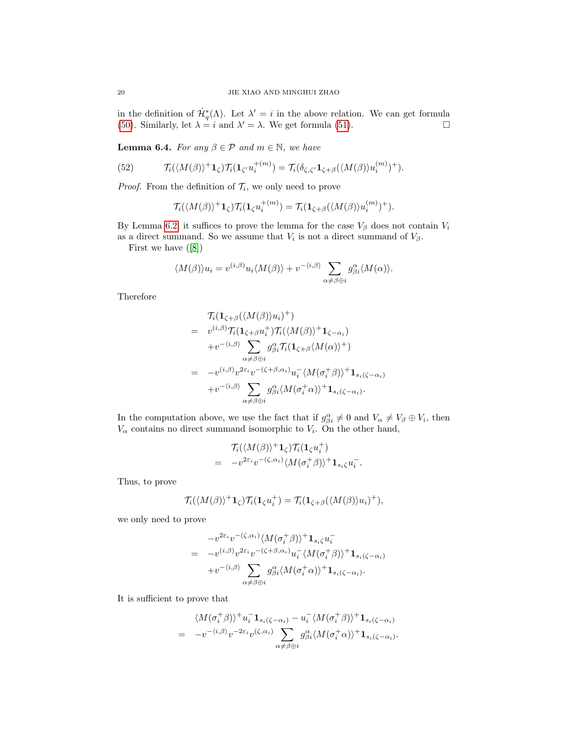in the definition of $\dot{\mathcal{H}}_q^*(\Lambda)$. Let $\lambda' = i$ in the above relation. We can get formula (50). Similarly, let $\lambda = i$ and $\lambda' = \lambda$. We get formula (51). $\square$

**Lemma 6.4.** *For any $\beta \in \mathcal{P}$ and $m \in \mathbb{N}$, we have*

$$\mathcal{T}_i(\langle M(\beta)\rangle^+ \mathbf{1}_\zeta)\mathcal{T}_i(\mathbf{1}_{\zeta'} u_i^{+(m)}) = \mathcal{T}_i(\delta_{\zeta,\zeta'}\mathbf{1}_{\zeta+\beta}(\langle M(\beta)\rangle u_i^{(m)})^+). \tag{52}$$

*Proof.* From the definition of $\mathcal{T}_i$, we only need to prove

$$\mathcal{T}_i(\langle M(\beta)\rangle^+ \mathbf{1}_\zeta)\mathcal{T}_i(\mathbf{1}_{\zeta} u_i^{+(m)}) = \mathcal{T}_i(\mathbf{1}_{\zeta+\beta}(\langle M(\beta)\rangle u_i^{(m)})^+).$$

By Lemma 6.2, it suffices to prove the lemma for the case $V_\beta$ does not contain $V_i$ as a direct summand. So we assume that $V_i$ is not a direct summand of $V_\beta$.

First we have ([8])

$$\langle M(\beta)\rangle u_i = v^{(i,\beta)} u_i \langle M(\beta)\rangle + v^{-\langle i,\beta\rangle} \sum_{\alpha \neq \beta\oplus i} g_{\beta i}^{\alpha}\langle M(\alpha)\rangle.$$

Therefore

$$\begin{aligned}
& \mathcal{T}_i(\mathbf{1}_{\zeta+\beta}(\langle M(\beta)\rangle u_i)^+) \\
= \;& v^{(i,\beta)}\mathcal{T}_i(\mathbf{1}_{\zeta+\beta}u_i^+)\mathcal{T}_i(\langle M(\beta)\rangle^+\mathbf{1}_{\zeta-\alpha_i}) \\
& + v^{-\langle i,\beta\rangle}\sum_{\alpha\neq\beta\oplus i} g_{\beta i}^{\alpha}\mathcal{T}_i(\mathbf{1}_{\zeta+\beta}\langle M(\alpha)\rangle^+) \\
= \;& -v^{(i,\beta)}v^{2\varepsilon_i}v^{-(\zeta+\beta,\alpha_i)}u_i^-\langle M(\sigma_i^+\beta)\rangle^+\mathbf{1}_{s_i(\zeta-\alpha_i)} \\
& + v^{-\langle i,\beta\rangle}\sum_{\alpha\neq\beta\oplus i} g_{\beta i}^{\alpha}\langle M(\sigma_i^+\alpha)\rangle^+\mathbf{1}_{s_i(\zeta-\alpha_i)}.
\end{aligned}$$

In the computation above, we use the fact that if $g_{\beta i}^{\alpha} \neq 0$ and $V_\alpha \neq V_\beta \oplus V_i$, then $V_\alpha$ contains no direct summand isomorphic to $V_i$. On the other hand,

$$\begin{aligned}
& \mathcal{T}_i(\langle M(\beta)\rangle^+\mathbf{1}_\zeta)\mathcal{T}_i(\mathbf{1}_\zeta u_i^+) \\
= \;& -v^{2\varepsilon_i}v^{-(\zeta,\alpha_i)}\langle M(\sigma_i^+\beta)\rangle^+\mathbf{1}_{s_i\zeta}u_i^-.
\end{aligned}$$

Thus, to prove

$$\mathcal{T}_i(\langle M(\beta)\rangle^+\mathbf{1}_\zeta)\mathcal{T}_i(\mathbf{1}_\zeta u_i^+) = \mathcal{T}_i(\mathbf{1}_{\zeta+\beta}(\langle M(\beta)\rangle u_i)^+),$$

we only need to prove

$$\begin{aligned}
& -v^{2\varepsilon_i}v^{-(\zeta,\alpha_i)}\langle M(\sigma_i^+\beta)\rangle^+\mathbf{1}_{s_i\zeta}u_i^- \\
= \;& -v^{(i,\beta)}v^{2\varepsilon_i}v^{-(\zeta+\beta,\alpha_i)}u_i^-\langle M(\sigma_i^+\beta)\rangle^+\mathbf{1}_{s_i(\zeta-\alpha_i)} \\
& + v^{-\langle i,\beta\rangle}\sum_{\alpha\neq\beta\oplus i} g_{\beta i}^{\alpha}\langle M(\sigma_i^+\alpha)\rangle^+\mathbf{1}_{s_i(\zeta-\alpha_i)}.
\end{aligned}$$

It is sufficient to prove that

$$\begin{aligned}
& \langle M(\sigma_i^+\beta)\rangle^+u_i^-\mathbf{1}_{s_i(\zeta-\alpha_i)} - u_i^-\langle M(\sigma_i^+\beta)\rangle^+\mathbf{1}_{s_i(\zeta-\alpha_i)} \\
= \;& -v^{-\langle i,\beta\rangle}v^{-2\varepsilon_i}v^{(\zeta,\alpha_i)}\sum_{\alpha\neq\beta\oplus i} g_{\beta i}^{\alpha}\langle M(\sigma_i^+\alpha)\rangle^+\mathbf{1}_{s_i(\zeta-\alpha_i)}.
\end{aligned}$$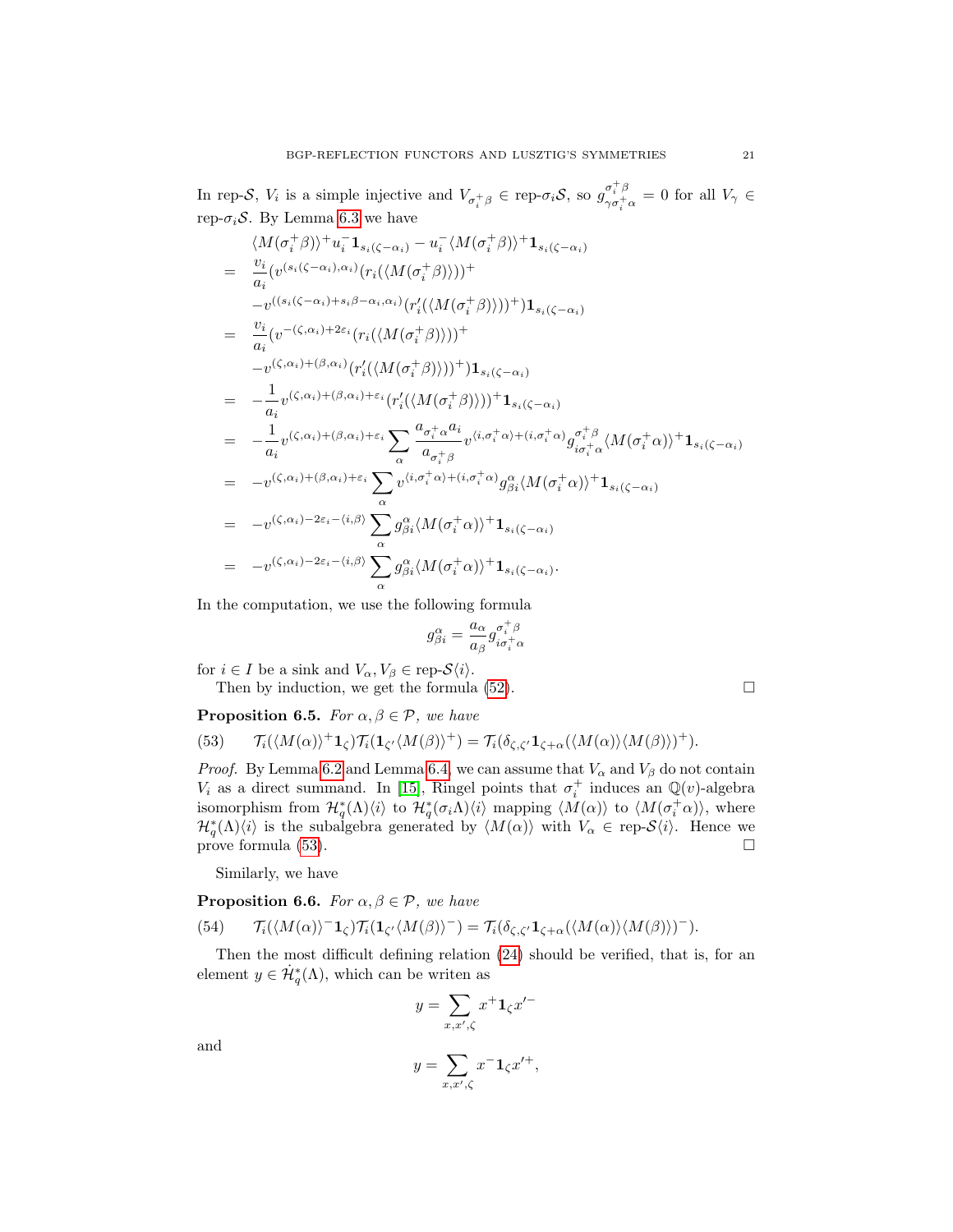In rep-$\mathcal{S}$, $V_i$ is a simple injective and $V_{\sigma_i^+\beta} \in$ rep-$\sigma_i\mathcal{S}$, so $g^{\sigma_i^+\beta}_{\gamma\sigma_i^+\alpha} = 0$ for all $V_\gamma \in$ rep-$\sigma_i\mathcal{S}$. By Lemma 6.3 we have

$$
\begin{aligned}
& \langle M(\sigma_i^+\beta)\rangle^+ u_i^- \mathbf{1}_{s_i(\zeta-\alpha_i)} - u_i^- \langle M(\sigma_i^+\beta)\rangle^+ \mathbf{1}_{s_i(\zeta-\alpha_i)} \\
= \;& \frac{v_i}{a_i}\big(v^{(s_i(\zeta-\alpha_i),\alpha_i)}(r_i(\langle M(\sigma_i^+\beta)\rangle))^+ \\
& - v^{((s_i(\zeta-\alpha_i)+s_i\beta-\alpha_i,\alpha_i)}(r_i'(\langle M(\sigma_i^+\beta)\rangle))^+\big)\mathbf{1}_{s_i(\zeta-\alpha_i)} \\
= \;& \frac{v_i}{a_i}\big(v^{-(\zeta,\alpha_i)+2\varepsilon_i}(r_i(\langle M(\sigma_i^+\beta)\rangle))^+ \\
& - v^{(\zeta,\alpha_i)+(\beta,\alpha_i)}(r_i'(\langle M(\sigma_i^+\beta)\rangle))^+\big)\mathbf{1}_{s_i(\zeta-\alpha_i)} \\
= \;& -\frac{1}{a_i} v^{(\zeta,\alpha_i)+(\beta,\alpha_i)+\varepsilon_i}(r_i'(\langle M(\sigma_i^+\beta)\rangle))^+\mathbf{1}_{s_i(\zeta-\alpha_i)} \\
= \;& -\frac{1}{a_i} v^{(\zeta,\alpha_i)+(\beta,\alpha_i)+\varepsilon_i}\sum_\alpha \frac{a_{\sigma_i^+\alpha}a_i}{a_{\sigma_i^+\beta}} v^{\langle i,\sigma_i^+\alpha\rangle+(i,\sigma_i^+\alpha)} g^{\sigma_i^+\beta}_{i\sigma_i^+\alpha}\langle M(\sigma_i^+\alpha)\rangle^+\mathbf{1}_{s_i(\zeta-\alpha_i)} \\
= \;& -v^{(\zeta,\alpha_i)+(\beta,\alpha_i)+\varepsilon_i}\sum_\alpha v^{\langle i,\sigma_i^+\alpha\rangle+(i,\sigma_i^+\alpha)} g^{\alpha}_{\beta i}\langle M(\sigma_i^+\alpha)\rangle^+\mathbf{1}_{s_i(\zeta-\alpha_i)} \\
= \;& -v^{(\zeta,\alpha_i)-2\varepsilon_i-\langle i,\beta\rangle}\sum_\alpha g^{\alpha}_{\beta i}\langle M(\sigma_i^+\alpha)\rangle^+\mathbf{1}_{s_i(\zeta-\alpha_i)} \\
= \;& -v^{(\zeta,\alpha_i)-2\varepsilon_i-\langle i,\beta\rangle}\sum_\alpha g^{\alpha}_{\beta i}\langle M(\sigma_i^+\alpha)\rangle^+\mathbf{1}_{s_i(\zeta-\alpha_i)}.
\end{aligned}
$$

In the computation, we use the following formula

$$
g^{\alpha}_{\beta i} = \frac{a_\alpha}{a_\beta} g^{\sigma_i^+\beta}_{i\sigma_i^+\alpha}
$$

for $i \in I$ be a sink and $V_\alpha, V_\beta \in$ rep-$\mathcal{S}\langle i\rangle$.

Then by induction, we get the formula (52). $\square$

**Proposition 6.5.** *For $\alpha, \beta \in \mathcal{P}$, we have*

$$
\mathcal{T}_i(\langle M(\alpha)\rangle^+\mathbf{1}_\zeta)\mathcal{T}_i(\mathbf{1}_{\zeta'}\langle M(\beta)\rangle^+) = \mathcal{T}_i(\delta_{\zeta,\zeta'}\mathbf{1}_{\zeta+\alpha}(\langle M(\alpha)\rangle\langle M(\beta)\rangle)^+). \tag{53}
$$

*Proof.* By Lemma 6.2 and Lemma 6.4, we can assume that $V_\alpha$ and $V_\beta$ do not contain $V_i$ as a direct summand. In [15], Ringel points that $\sigma_i^+$ induces an $\mathbb{Q}(v)$-algebra isomorphism from $\mathcal{H}_q^*(\Lambda)\langle i\rangle$ to $\mathcal{H}_q^*(\sigma_i\Lambda)\langle i\rangle$ mapping $\langle M(\alpha)\rangle$ to $\langle M(\sigma_i^+\alpha)\rangle$, where $\mathcal{H}_q^*(\Lambda)\langle i\rangle$ is the subalgebra generated by $\langle M(\alpha)\rangle$ with $V_\alpha \in$ rep-$\mathcal{S}\langle i\rangle$. Hence we prove formula (53). $\square$

Similarly, we have

**Proposition 6.6.** *For $\alpha, \beta \in \mathcal{P}$, we have*

$$
\mathcal{T}_i(\langle M(\alpha)\rangle^-\mathbf{1}_\zeta)\mathcal{T}_i(\mathbf{1}_{\zeta'}\langle M(\beta)\rangle^-) = \mathcal{T}_i(\delta_{\zeta,\zeta'}\mathbf{1}_{\zeta+\alpha}(\langle M(\alpha)\rangle\langle M(\beta)\rangle)^-). \tag{54}
$$

Then the most difficult defining relation (24) should be verified, that is, for an element $y \in \dot{\mathcal{H}}_q^*(\Lambda)$, which can be writen as

$$
y = \sum_{x,x',\zeta} x^+\mathbf{1}_\zeta x'^-
$$

and

$$
y = \sum_{x,x',\zeta} x^-\mathbf{1}_\zeta x'^+,
$$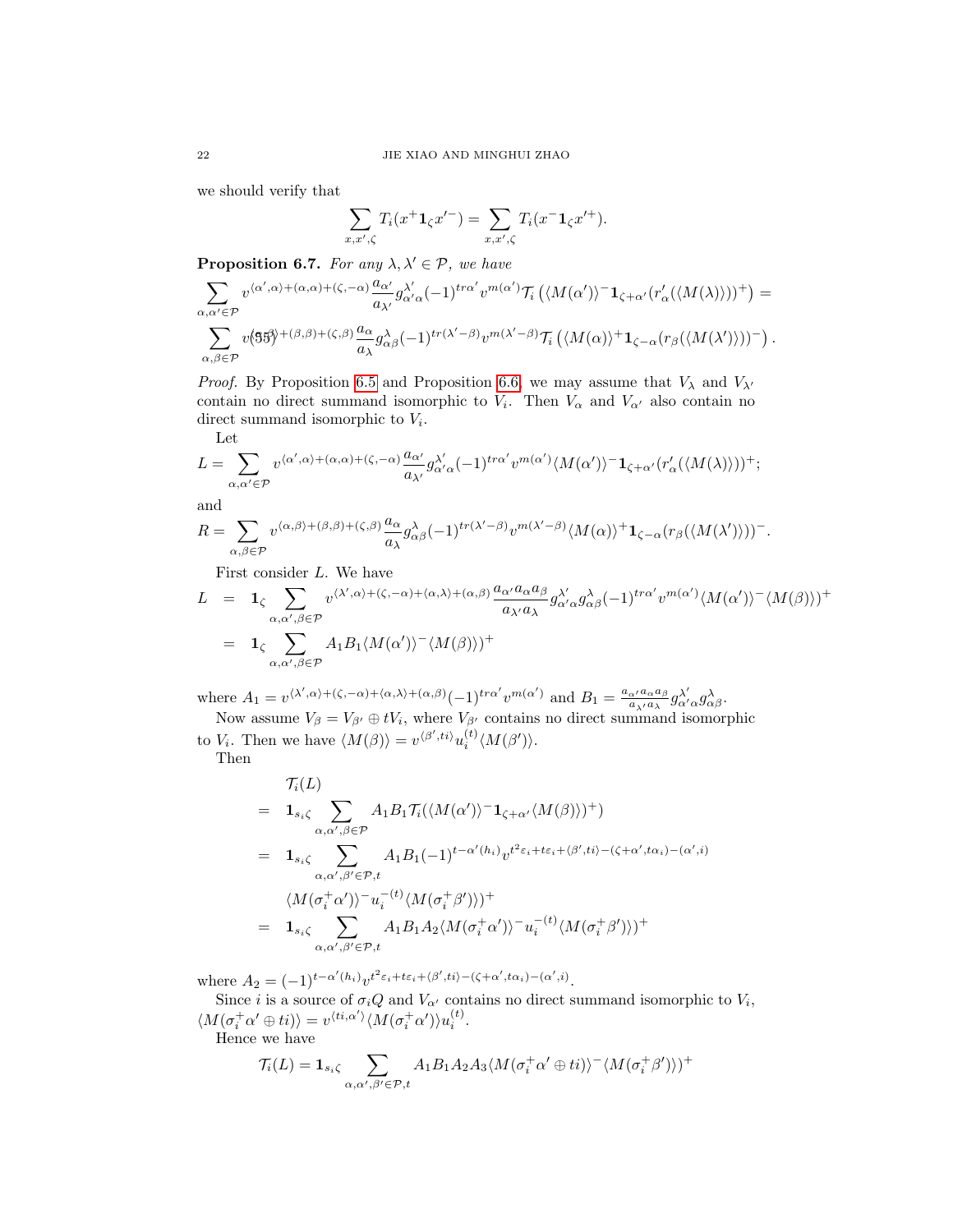we should verify that

$$\sum_{x,x',\zeta} T_i(x^+\mathbf{1}_\zeta x'^-) = \sum_{x,x',\zeta} T_i(x^-\mathbf{1}_\zeta x'^+).$$

**Proposition 6.7.** *For any $\lambda, \lambda' \in \mathcal{P}$, we have*

$$\sum_{\alpha,\alpha'\in\mathcal{P}} v^{\langle\alpha',\alpha\rangle+(\alpha,\alpha)+(\zeta,-\alpha)}\frac{a_{\alpha'}}{a_{\lambda'}}g^{\lambda'}_{\alpha'\alpha}(-1)^{tr\alpha'}v^{m(\alpha')}\mathcal{T}_i\left(\langle M(\alpha')\rangle^-\mathbf{1}_{\zeta+\alpha'}(r'_\alpha(\langle M(\lambda)\rangle))^+\right) =$$

$$\sum_{\alpha,\beta\in\mathcal{P}} v^{\langle\alpha,\beta\rangle+(\beta,\beta)+(\zeta,\beta)}\frac{a_{\alpha}}{a_{\lambda}}g^{\lambda}_{\alpha\beta}(-1)^{tr(\lambda'-\beta)}v^{m(\lambda'-\beta)}\mathcal{T}_i\left(\langle M(\alpha)\rangle^+\mathbf{1}_{\zeta-\alpha}(r_\beta(\langle M(\lambda')\rangle))^-\right). \tag{55}$$

*Proof.* By Proposition 6.5 and Proposition 6.6, we may assume that $V_\lambda$ and $V_{\lambda'}$ contain no direct summand isomorphic to $V_i$. Then $V_\alpha$ and $V_{\alpha'}$ also contain no direct summand isomorphic to $V_i$.

Let

$$L = \sum_{\alpha,\alpha'\in\mathcal{P}} v^{\langle\alpha',\alpha\rangle+(\alpha,\alpha)+(\zeta,-\alpha)}\frac{a_{\alpha'}}{a_{\lambda'}}g^{\lambda'}_{\alpha'\alpha}(-1)^{tr\alpha'}v^{m(\alpha')}\langle M(\alpha')\rangle^-\mathbf{1}_{\zeta+\alpha'}(r'_\alpha(\langle M(\lambda)\rangle))^+;$$

and

$$R = \sum_{\alpha,\beta\in\mathcal{P}} v^{\langle\alpha,\beta\rangle+(\beta,\beta)+(\zeta,\beta)}\frac{a_{\alpha}}{a_{\lambda}}g^{\lambda}_{\alpha\beta}(-1)^{tr(\lambda'-\beta)}v^{m(\lambda'-\beta)}\langle M(\alpha)\rangle^+\mathbf{1}_{\zeta-\alpha}(r_\beta(\langle M(\lambda')\rangle))^-.$$

First consider $L$. We have

$$\begin{aligned}
L &= \mathbf{1}_\zeta \sum_{\alpha,\alpha',\beta\in\mathcal{P}} v^{\langle\lambda',\alpha\rangle+(\zeta,-\alpha)+\langle\alpha,\lambda\rangle+(\alpha,\beta)}\frac{a_{\alpha'}a_\alpha a_\beta}{a_{\lambda'}a_\lambda}g^{\lambda'}_{\alpha'\alpha}g^{\lambda}_{\alpha\beta}(-1)^{tr\alpha'}v^{m(\alpha')}\langle M(\alpha')\rangle^-\langle M(\beta)\rangle)^+\\
&= \mathbf{1}_\zeta \sum_{\alpha,\alpha',\beta\in\mathcal{P}} A_1B_1\langle M(\alpha')\rangle^-\langle M(\beta)\rangle)^+
\end{aligned}$$

where $A_1 = v^{\langle\lambda',\alpha\rangle+(\zeta,-\alpha)+\langle\alpha,\lambda\rangle+(\alpha,\beta)}(-1)^{tr\alpha'}v^{m(\alpha')}$ and $B_1 = \frac{a_{\alpha'}a_\alpha a_\beta}{a_{\lambda'}a_\lambda}g^{\lambda'}_{\alpha'\alpha}g^{\lambda}_{\alpha\beta}$.

Now assume $V_\beta = V_{\beta'} \oplus tV_i$, where $V_{\beta'}$ contains no direct summand isomorphic to $V_i$. Then we have $\langle M(\beta)\rangle = v^{\langle\beta',ti\rangle}u_i^{(t)}\langle M(\beta')\rangle$.

Then

$$\begin{aligned}
&\mathcal{T}_i(L)\\
=\ & \mathbf{1}_{s_i\zeta}\sum_{\alpha,\alpha',\beta\in\mathcal{P}} A_1B_1\mathcal{T}_i(\langle M(\alpha')\rangle^-\mathbf{1}_{\zeta+\alpha'}\langle M(\beta)\rangle)^+)\\
=\ & \mathbf{1}_{s_i\zeta}\sum_{\alpha,\alpha',\beta'\in\mathcal{P},t} A_1B_1(-1)^{t-\alpha'(h_i)}v^{t^2\varepsilon_i+t\varepsilon_i+\langle\beta',ti\rangle-(\zeta+\alpha',t\alpha_i)-(\alpha',i)}\\
&\langle M(\sigma_i^+\alpha')\rangle^-u_i^{-(t)}\langle M(\sigma_i^+\beta')\rangle)^+\\
=\ & \mathbf{1}_{s_i\zeta}\sum_{\alpha,\alpha',\beta'\in\mathcal{P},t} A_1B_1A_2\langle M(\sigma_i^+\alpha')\rangle^-u_i^{-(t)}\langle M(\sigma_i^+\beta')\rangle)^+
\end{aligned}$$

where $A_2 = (-1)^{t-\alpha'(h_i)}v^{t^2\varepsilon_i+t\varepsilon_i+\langle\beta',ti\rangle-(\zeta+\alpha',t\alpha_i)-(\alpha',i)}$.

Since $i$ is a source of $\sigma_iQ$ and $V_{\alpha'}$ contains no direct summand isomorphic to $V_i$, $\langle M(\sigma_i^+\alpha'\oplus ti)\rangle = v^{\langle ti,\alpha'\rangle}\langle M(\sigma_i^+\alpha')\rangle u_i^{(t)}$.

Hence we have

$$\mathcal{T}_i(L) = \mathbf{1}_{s_i\zeta}\sum_{\alpha,\alpha',\beta'\in\mathcal{P},t} A_1B_1A_2A_3\langle M(\sigma_i^+\alpha'\oplus ti)\rangle^-\langle M(\sigma_i^+\beta')\rangle)^+$$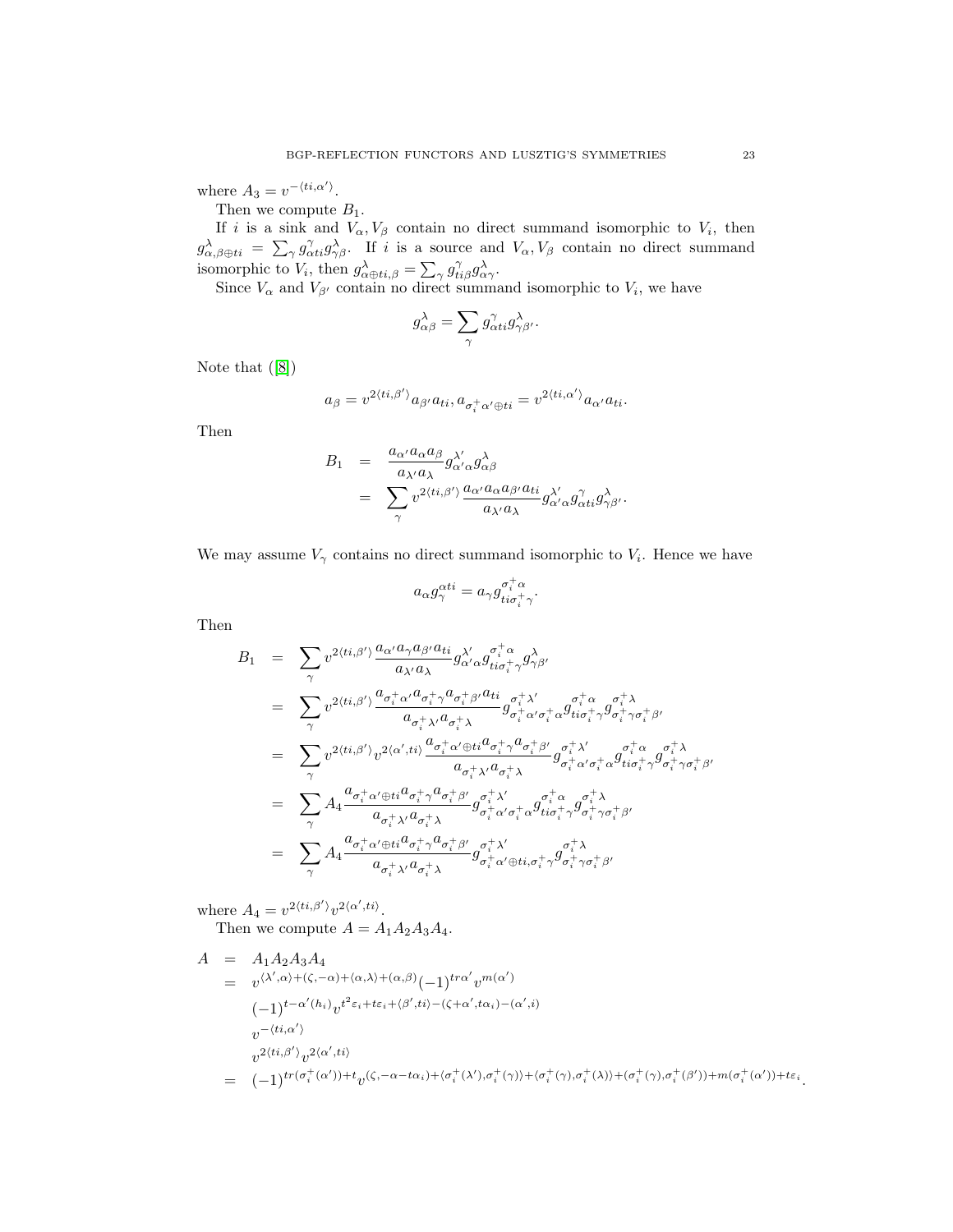where $A_3 = v^{-\langle ti,\alpha'\rangle}$.

Then we compute $B_1$.

If $i$ is a sink and $V_\alpha, V_\beta$ contain no direct summand isomorphic to $V_i$, then $g^\lambda_{\alpha,\beta\oplus ti} = \sum_\gamma g^\gamma_{\alpha ti} g^\lambda_{\gamma\beta}$. If $i$ is a source and $V_\alpha, V_\beta$ contain no direct summand isomorphic to $V_i$, then $g^\lambda_{\alpha\oplus ti,\beta} = \sum_\gamma g^\gamma_{ti\beta} g^\lambda_{\alpha\gamma}$.

Since $V_\alpha$ and $V_{\beta'}$ contain no direct summand isomorphic to $V_i$, we have

$$g^\lambda_{\alpha\beta} = \sum_\gamma g^\gamma_{\alpha ti} g^\lambda_{\gamma\beta'}.$$

Note that ([8])

$$a_\beta = v^{2\langle ti,\beta'\rangle} a_{\beta'} a_{ti}, a_{\sigma_i^+\alpha'\oplus ti} = v^{2\langle ti,\alpha'\rangle} a_{\alpha'} a_{ti}.$$

Then

$$\begin{aligned}
B_1 &= \frac{a_{\alpha'} a_\alpha a_\beta}{a_{\lambda'} a_\lambda} g^{\lambda'}_{\alpha'\alpha} g^\lambda_{\alpha\beta} \\
&= \sum_\gamma v^{2\langle ti,\beta'\rangle} \frac{a_{\alpha'} a_\alpha a_{\beta'} a_{ti}}{a_{\lambda'} a_\lambda} g^{\lambda'}_{\alpha'\alpha} g^\gamma_{\alpha ti} g^\lambda_{\gamma\beta'}.
\end{aligned}$$

We may assume $V_\gamma$ contains no direct summand isomorphic to $V_i$. Hence we have

$$a_\alpha g^{\alpha ti}_\gamma = a_\gamma g^{\sigma_i^+\alpha}_{ti\sigma_i^+\gamma}.$$

Then

$$\begin{aligned}
B_1 &= \sum_\gamma v^{2\langle ti,\beta'\rangle} \frac{a_{\alpha'} a_\gamma a_{\beta'} a_{ti}}{a_{\lambda'} a_\lambda} g^{\lambda'}_{\alpha'\alpha} g^{\sigma_i^+\alpha}_{ti\sigma_i^+\gamma} g^\lambda_{\gamma\beta'} \\
&= \sum_\gamma v^{2\langle ti,\beta'\rangle} \frac{a_{\sigma_i^+\alpha'} a_{\sigma_i^+\gamma} a_{\sigma_i^+\beta'} a_{ti}}{a_{\sigma_i^+\lambda'} a_{\sigma_i^+\lambda}} g^{\sigma_i^+\lambda'}_{\sigma_i^+\alpha'\sigma_i^+\alpha} g^{\sigma_i^+\alpha}_{ti\sigma_i^+\gamma} g^{\sigma_i^+\lambda}_{\sigma_i^+\gamma\sigma_i^+\beta'} \\
&= \sum_\gamma v^{2\langle ti,\beta'\rangle} v^{2\langle\alpha',ti\rangle} \frac{a_{\sigma_i^+\alpha'\oplus ti} a_{\sigma_i^+\gamma} a_{\sigma_i^+\beta'}}{a_{\sigma_i^+\lambda'} a_{\sigma_i^+\lambda}} g^{\sigma_i^+\lambda'}_{\sigma_i^+\alpha'\sigma_i^+\alpha} g^{\sigma_i^+\alpha}_{ti\sigma_i^+\gamma} g^{\sigma_i^+\lambda}_{\sigma_i^+\gamma\sigma_i^+\beta'} \\
&= \sum_\gamma A_4 \frac{a_{\sigma_i^+\alpha'\oplus ti} a_{\sigma_i^+\gamma} a_{\sigma_i^+\beta'}}{a_{\sigma_i^+\lambda'} a_{\sigma_i^+\lambda}} g^{\sigma_i^+\lambda'}_{\sigma_i^+\alpha'\sigma_i^+\alpha} g^{\sigma_i^+\alpha}_{ti\sigma_i^+\gamma} g^{\sigma_i^+\lambda}_{\sigma_i^+\gamma\sigma_i^+\beta'} \\
&= \sum_\gamma A_4 \frac{a_{\sigma_i^+\alpha'\oplus ti} a_{\sigma_i^+\gamma} a_{\sigma_i^+\beta'}}{a_{\sigma_i^+\lambda'} a_{\sigma_i^+\lambda}} g^{\sigma_i^+\lambda'}_{\sigma_i^+\alpha'\oplus ti,\sigma_i^+\gamma} g^{\sigma_i^+\lambda}_{\sigma_i^+\gamma\sigma_i^+\beta'}
\end{aligned}$$

where $A_4 = v^{2\langle ti,\beta'\rangle} v^{2\langle\alpha',ti\rangle}$.

Then we compute $A = A_1A_2A_3A_4$.

$$\begin{aligned}
A &= A_1A_2A_3A_4 \\
&= v^{\langle\lambda',\alpha\rangle+(\zeta,-\alpha)+\langle\alpha,\lambda\rangle+(\alpha,\beta)}(-1)^{tr\alpha'} v^{m(\alpha')} \\
&\quad (-1)^{t-\alpha'(h_i)} v^{t^2\varepsilon_i+t\varepsilon_i+\langle\beta',ti\rangle-(\zeta+\alpha',t\alpha_i)-(\alpha',i)} \\
&\quad v^{-\langle ti,\alpha'\rangle} \\
&\quad v^{2\langle ti,\beta'\rangle} v^{2\langle\alpha',ti\rangle} \\
&= (-1)^{tr(\sigma_i^+(\alpha'))+t} v^{(\zeta,-\alpha-t\alpha_i)+\langle\sigma_i^+(\lambda'),\sigma_i^+(\gamma)\rangle+\langle\sigma_i^+(\gamma),\sigma_i^+(\lambda)\rangle+(\sigma_i^+(\gamma),\sigma_i^+(\beta'))+m(\sigma_i^+(\alpha'))+t\varepsilon_i}.
\end{aligned}$$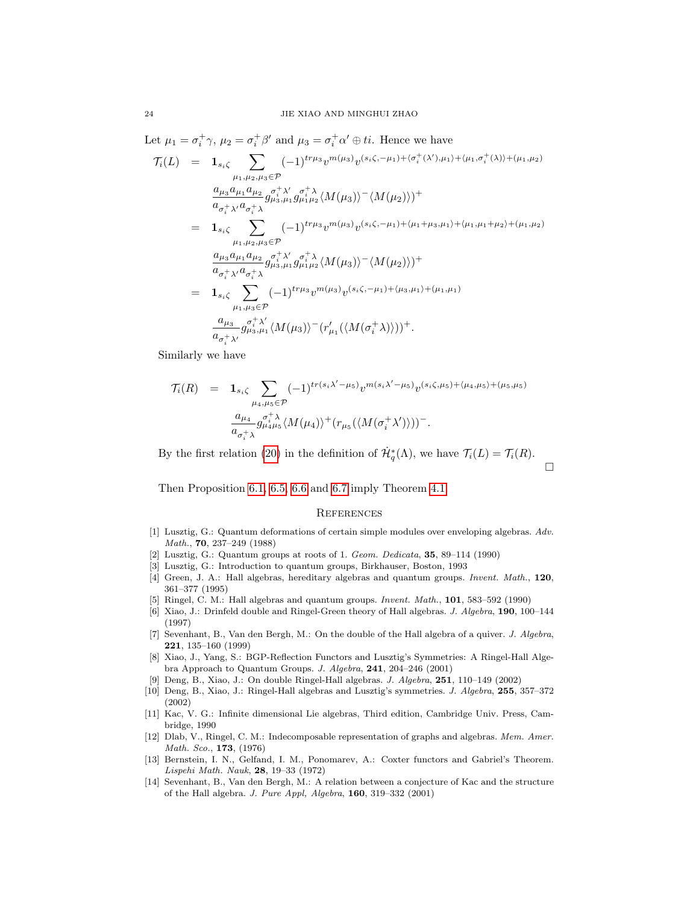Let $\mu_1 = \sigma_i^+\gamma$, $\mu_2 = \sigma_i^+\beta'$ and $\mu_3 = \sigma_i^+\alpha' \oplus ti$. Hence we have

$$
\begin{aligned}
\mathcal{T}_i(L) &= \mathbf{1}_{s_i\zeta} \sum_{\mu_1,\mu_2,\mu_3\in\mathcal{P}} (-1)^{tr\mu_3} v^{m(\mu_3)} v^{(s_i\zeta,-\mu_1)+\langle\sigma_i^+(\lambda'),\mu_1\rangle+\langle\mu_1,\sigma_i^+(\lambda)\rangle+(\mu_1,\mu_2)} \\
&\quad \frac{a_{\mu_3}a_{\mu_1}a_{\mu_2}}{a_{\sigma_i^+\lambda'}a_{\sigma_i^+\lambda}} g^{\sigma_i^+\lambda'}_{\mu_3,\mu_1} g^{\sigma_i^+\lambda}_{\mu_1\mu_2} \langle M(\mu_3)\rangle^- \langle M(\mu_2)\rangle)^+ \\
&= \mathbf{1}_{s_i\zeta} \sum_{\mu_1,\mu_2,\mu_3\in\mathcal{P}} (-1)^{tr\mu_3} v^{m(\mu_3)} v^{(s_i\zeta,-\mu_1)+\langle\mu_1+\mu_3,\mu_1\rangle+\langle\mu_1,\mu_1+\mu_2\rangle+(\mu_1,\mu_2)} \\
&\quad \frac{a_{\mu_3}a_{\mu_1}a_{\mu_2}}{a_{\sigma_i^+\lambda'}a_{\sigma_i^+\lambda}} g^{\sigma_i^+\lambda'}_{\mu_3,\mu_1} g^{\sigma_i^+\lambda}_{\mu_1\mu_2} \langle M(\mu_3)\rangle^- \langle M(\mu_2)\rangle)^+ \\
&= \mathbf{1}_{s_i\zeta} \sum_{\mu_1,\mu_3\in\mathcal{P}} (-1)^{tr\mu_3} v^{m(\mu_3)} v^{(s_i\zeta,-\mu_1)+\langle\mu_3,\mu_1\rangle+(\mu_1,\mu_1)} \\
&\quad \frac{a_{\mu_3}}{a_{\sigma_i^+\lambda'}} g^{\sigma_i^+\lambda'}_{\mu_3,\mu_1} \langle M(\mu_3)\rangle^- (r'_{\mu_1}(\langle M(\sigma_i^+\lambda)\rangle))^+.
\end{aligned}
$$

Similarly we have

$$
\begin{aligned}
\mathcal{T}_i(R) &= \mathbf{1}_{s_i\zeta} \sum_{\mu_4,\mu_5\in\mathcal{P}} (-1)^{tr(s_i\lambda'-\mu_5)} v^{m(s_i\lambda'-\mu_5)} v^{(s_i\zeta,\mu_5)+\langle\mu_4,\mu_5\rangle+(\mu_5,\mu_5)} \\
&\quad \frac{a_{\mu_4}}{a_{\sigma_i^+\lambda}} g^{\sigma_i^+\lambda}_{\mu_4\mu_5} \langle M(\mu_4)\rangle^+ (r_{\mu_5}(\langle M(\sigma_i^+\lambda')\rangle))^-.
\end{aligned}
$$

By the first relation (20) in the definition of $\dot{\mathcal{H}}_q^*(\Lambda)$, we have $\mathcal{T}_i(L) = \mathcal{T}_i(R)$. □

Then Proposition 6.1, 6.5, 6.6 and 6.7 imply Theorem 4.1.

## References

[1] Lusztig, G.: Quantum deformations of certain simple modules over enveloping algebras. *Adv. Math.*, **70**, 237–249 (1988)

[2] Lusztig, G.: Quantum groups at roots of 1. *Geom. Dedicata*, **35**, 89–114 (1990)

[3] Lusztig, G.: Introduction to quantum groups, Birkhauser, Boston, 1993

[4] Green, J. A.: Hall algebras, hereditary algebras and quantum groups. *Invent. Math.*, **120**, 361–377 (1995)

[5] Ringel, C. M.: Hall algebras and quantum groups. *Invent. Math.*, **101**, 583–592 (1990)

[6] Xiao, J.: Drinfeld double and Ringel-Green theory of Hall algebras. *J. Algebra*, **190**, 100–144 (1997)

[7] Sevenhant, B., Van den Bergh, M.: On the double of the Hall algebra of a quiver. *J. Algebra*, **221**, 135–160 (1999)

[8] Xiao, J., Yang, S.: BGP-Reflection Functors and Lusztig's Symmetries: A Ringel-Hall Algebra Approach to Quantum Groups. *J. Algebra*, **241**, 204–246 (2001)

[9] Deng, B., Xiao, J.: On double Ringel-Hall algebras. *J. Algebra*, **251**, 110–149 (2002)

[10] Deng, B., Xiao, J.: Ringel-Hall algebras and Lusztig's symmetries. *J. Algebra*, **255**, 357–372 (2002)

[11] Kac, V. G.: Infinite dimensional Lie algebras, Third edition, Cambridge Univ. Press, Cambridge, 1990

[12] Dlab, V., Ringel, C. M.: Indecomposable representation of graphs and algebras. *Mem. Amer. Math. Sco.*, **173**, (1976)

[13] Bernstein, I. N., Gelfand, I. M., Ponomarev, A.: Coxter functors and Gabriel's Theorem. *Lispehi Math. Nauk*, **28**, 19–33 (1972)

[14] Sevenhant, B., Van den Bergh, M.: A relation between a conjecture of Kac and the structure of the Hall algebra. *J. Pure Appl, Algebra*, **160**, 319–332 (2001)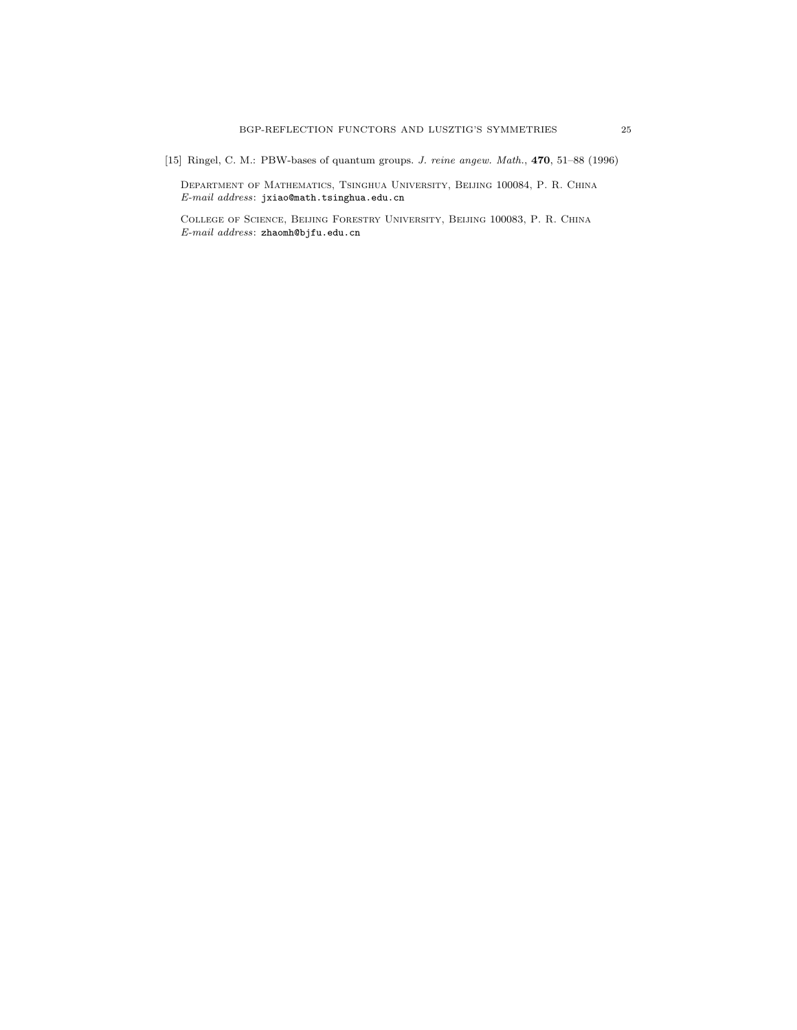[15] Ringel, C. M.: PBW-bases of quantum groups. *J. reine angew. Math.*, **470**, 51–88 (1996)

Department of Mathematics, Tsinghua University, Beijing 100084, P. R. China
*E-mail address*: `jxiao@math.tsinghua.edu.cn`

College of Science, Beijing Forestry University, Beijing 100083, P. R. China
*E-mail address*: `zhaomh@bjfu.edu.cn`